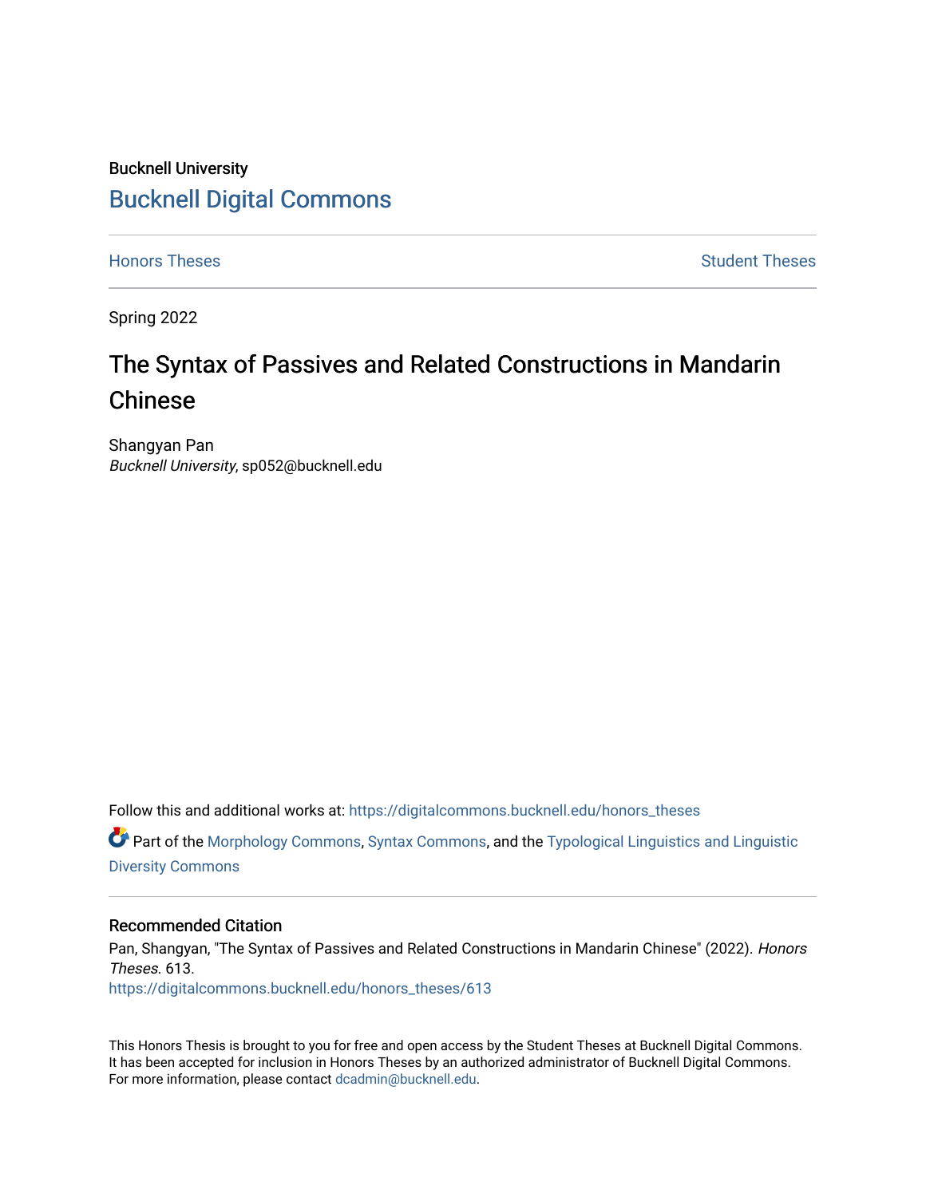Bucknell University

## Bucknell Digital Commons

Honors Theses | Student Theses

Spring 2022

# The Syntax of Passives and Related Constructions in Mandarin Chinese

Shangyan Pan
*Bucknell University*, sp052@bucknell.edu

Follow this and additional works at: https://digitalcommons.bucknell.edu/honors_theses

Part of the Morphology Commons, Syntax Commons, and the Typological Linguistics and Linguistic Diversity Commons

### Recommended Citation

Pan, Shangyan, "The Syntax of Passives and Related Constructions in Mandarin Chinese" (2022). *Honors Theses*. 613.
https://digitalcommons.bucknell.edu/honors_theses/613

This Honors Thesis is brought to you for free and open access by the Student Theses at Bucknell Digital Commons. It has been accepted for inclusion in Honors Theses by an authorized administrator of Bucknell Digital Commons. For more information, please contact dcadmin@bucknell.edu.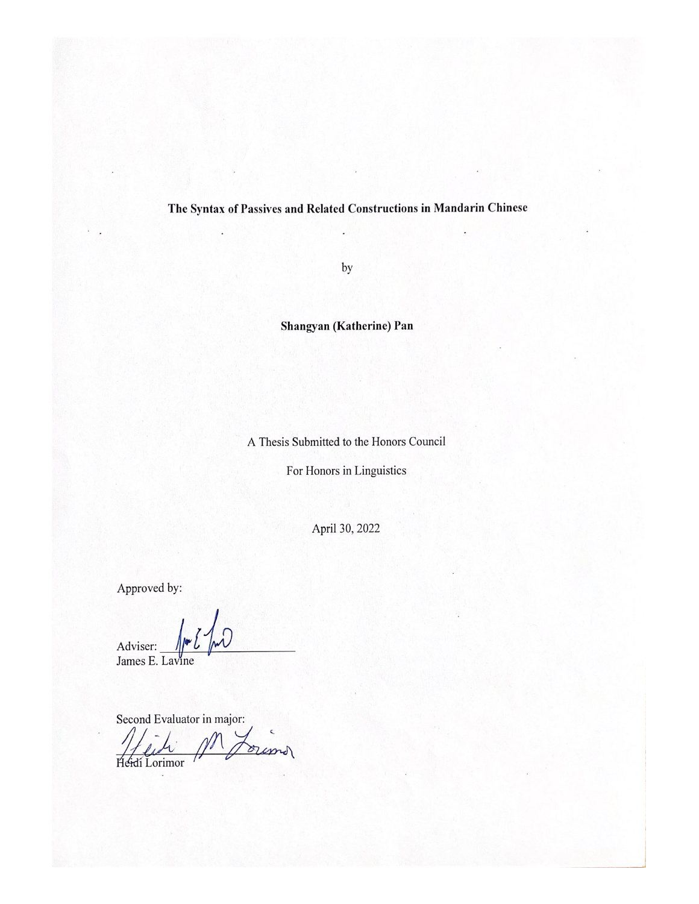**The Syntax of Passives and Related Constructions in Mandarin Chinese**

by

**Shangyan (Katherine) Pan**

A Thesis Submitted to the Honors Council

For Honors in Linguistics

April 30, 2022

Approved by:

Adviser: ______________________
James E. Lavine

Second Evaluator in major:
______________________
Heidi Lorimor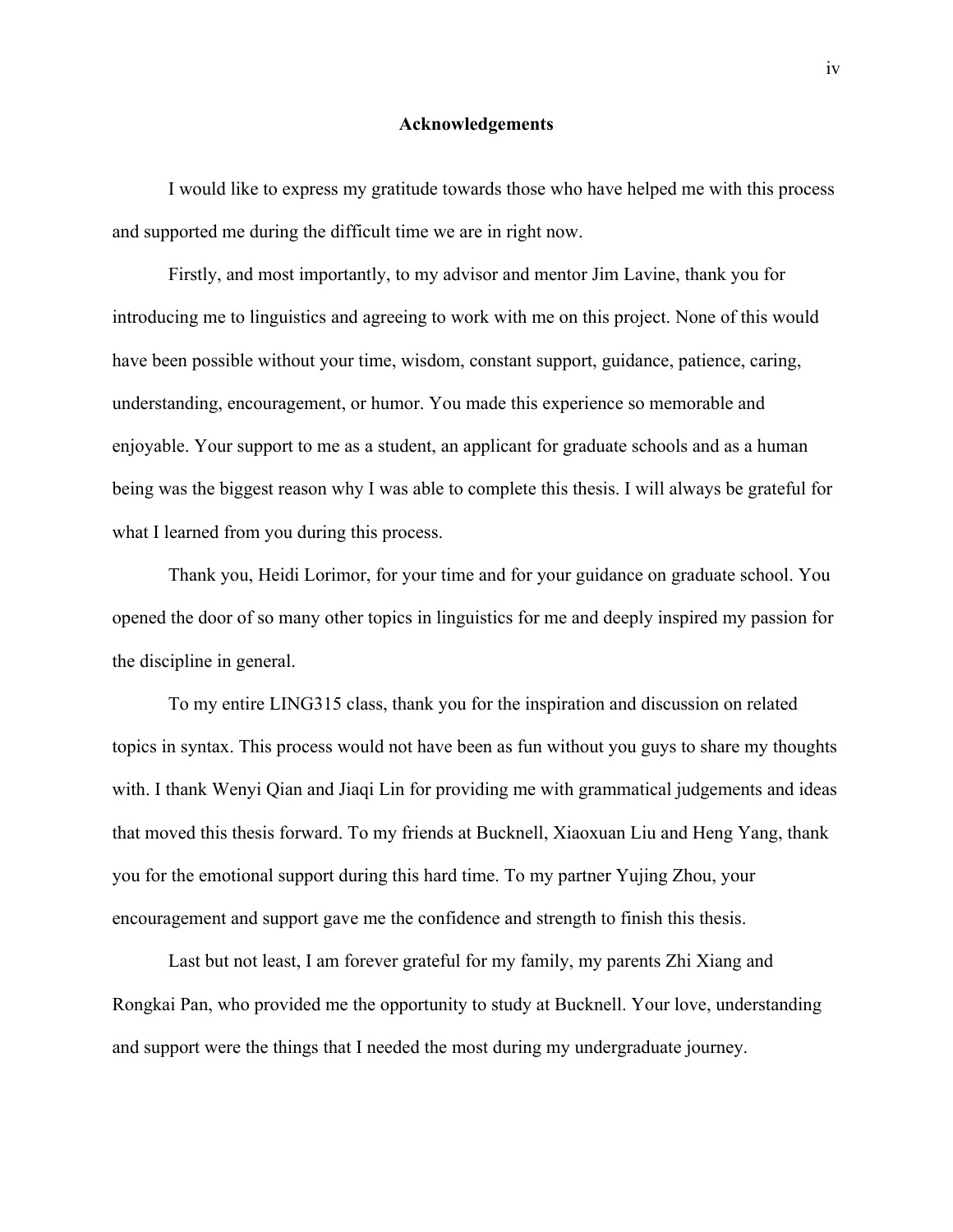## Acknowledgements

I would like to express my gratitude towards those who have helped me with this process and supported me during the difficult time we are in right now.

Firstly, and most importantly, to my advisor and mentor Jim Lavine, thank you for introducing me to linguistics and agreeing to work with me on this project. None of this would have been possible without your time, wisdom, constant support, guidance, patience, caring, understanding, encouragement, or humor. You made this experience so memorable and enjoyable. Your support to me as a student, an applicant for graduate schools and as a human being was the biggest reason why I was able to complete this thesis. I will always be grateful for what I learned from you during this process.

Thank you, Heidi Lorimor, for your time and for your guidance on graduate school. You opened the door of so many other topics in linguistics for me and deeply inspired my passion for the discipline in general.

To my entire LING315 class, thank you for the inspiration and discussion on related topics in syntax. This process would not have been as fun without you guys to share my thoughts with. I thank Wenyi Qian and Jiaqi Lin for providing me with grammatical judgements and ideas that moved this thesis forward. To my friends at Bucknell, Xiaoxuan Liu and Heng Yang, thank you for the emotional support during this hard time. To my partner Yujing Zhou, your encouragement and support gave me the confidence and strength to finish this thesis.

Last but not least, I am forever grateful for my family, my parents Zhi Xiang and Rongkai Pan, who provided me the opportunity to study at Bucknell. Your love, understanding and support were the things that I needed the most during my undergraduate journey.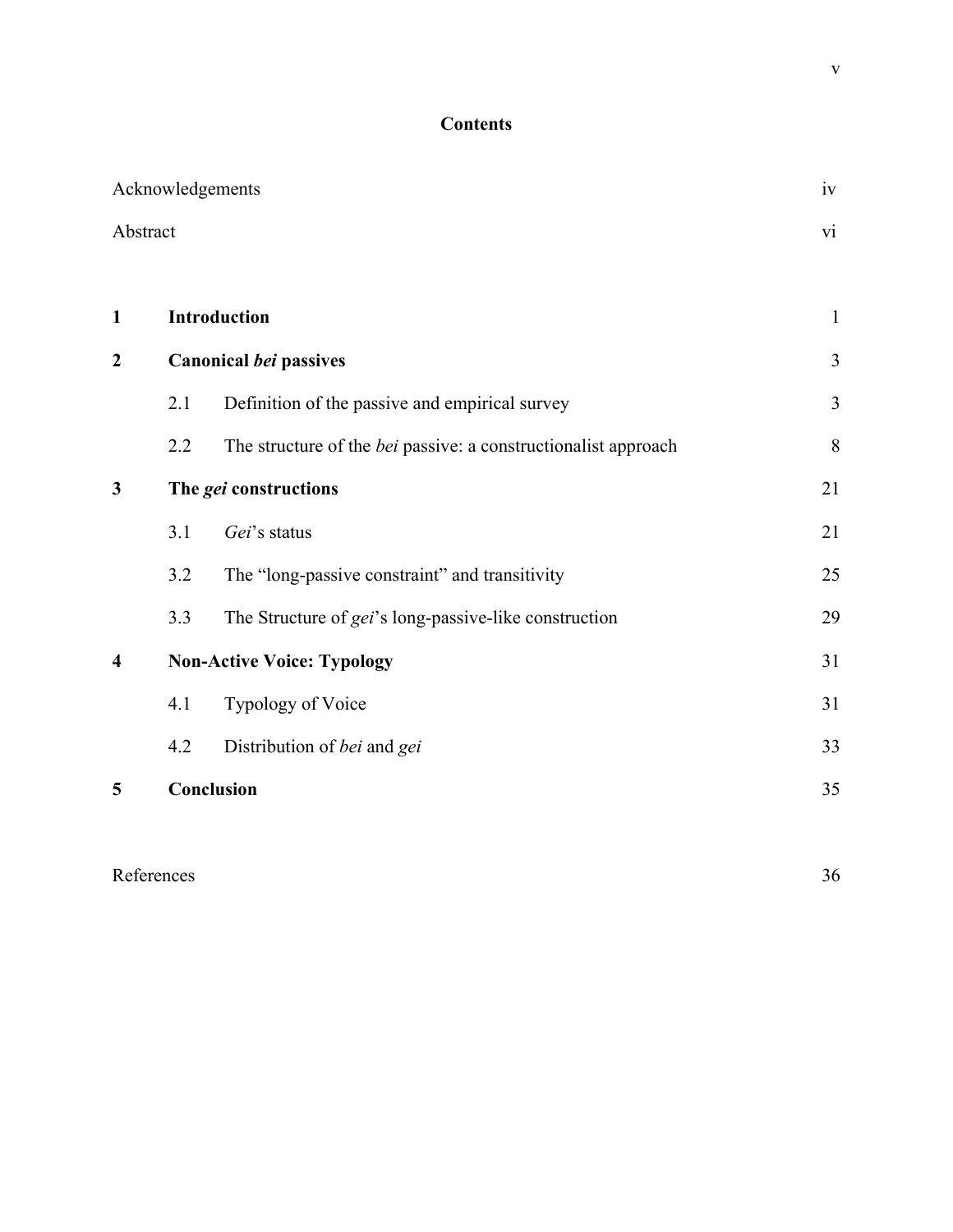# Contents

| | | | |
|---|---|---|---|
| Acknowledgements | | | iv |
| Abstract | | | vi |
| **1** | **Introduction** | | 1 |
| **2** | **Canonical *bei* passives** | | 3 |
| | 2.1 | Definition of the passive and empirical survey | 3 |
| | 2.2 | The structure of the *bei* passive: a constructionalist approach | 8 |
| **3** | **The *gei* constructions** | | 21 |
| | 3.1 | *Gei*'s status | 21 |
| | 3.2 | The "long-passive constraint" and transitivity | 25 |
| | 3.3 | The Structure of *gei*'s long-passive-like construction | 29 |
| **4** | **Non-Active Voice: Typology** | | 31 |
| | 4.1 | Typology of Voice | 31 |
| | 4.2 | Distribution of *bei* and *gei* | 33 |
| **5** | **Conclusion** | | 35 |
| References | | | 36 |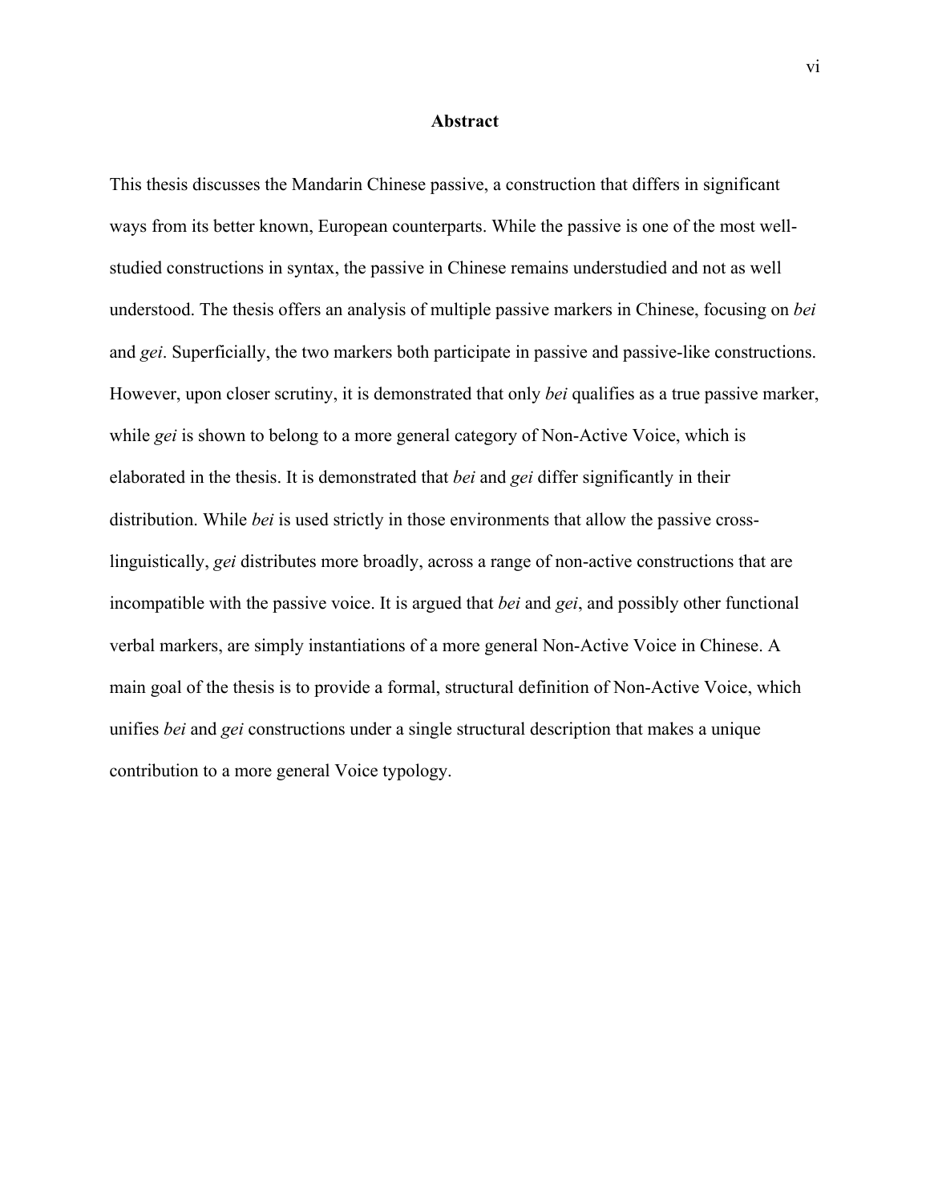# Abstract

This thesis discusses the Mandarin Chinese passive, a construction that differs in significant ways from its better known, European counterparts. While the passive is one of the most well-studied constructions in syntax, the passive in Chinese remains understudied and not as well understood. The thesis offers an analysis of multiple passive markers in Chinese, focusing on *bei* and *gei*. Superficially, the two markers both participate in passive and passive-like constructions. However, upon closer scrutiny, it is demonstrated that only *bei* qualifies as a true passive marker, while *gei* is shown to belong to a more general category of Non-Active Voice, which is elaborated in the thesis. It is demonstrated that *bei* and *gei* differ significantly in their distribution. While *bei* is used strictly in those environments that allow the passive cross-linguistically, *gei* distributes more broadly, across a range of non-active constructions that are incompatible with the passive voice. It is argued that *bei* and *gei*, and possibly other functional verbal markers, are simply instantiations of a more general Non-Active Voice in Chinese. A main goal of the thesis is to provide a formal, structural definition of Non-Active Voice, which unifies *bei* and *gei* constructions under a single structural description that makes a unique contribution to a more general Voice typology.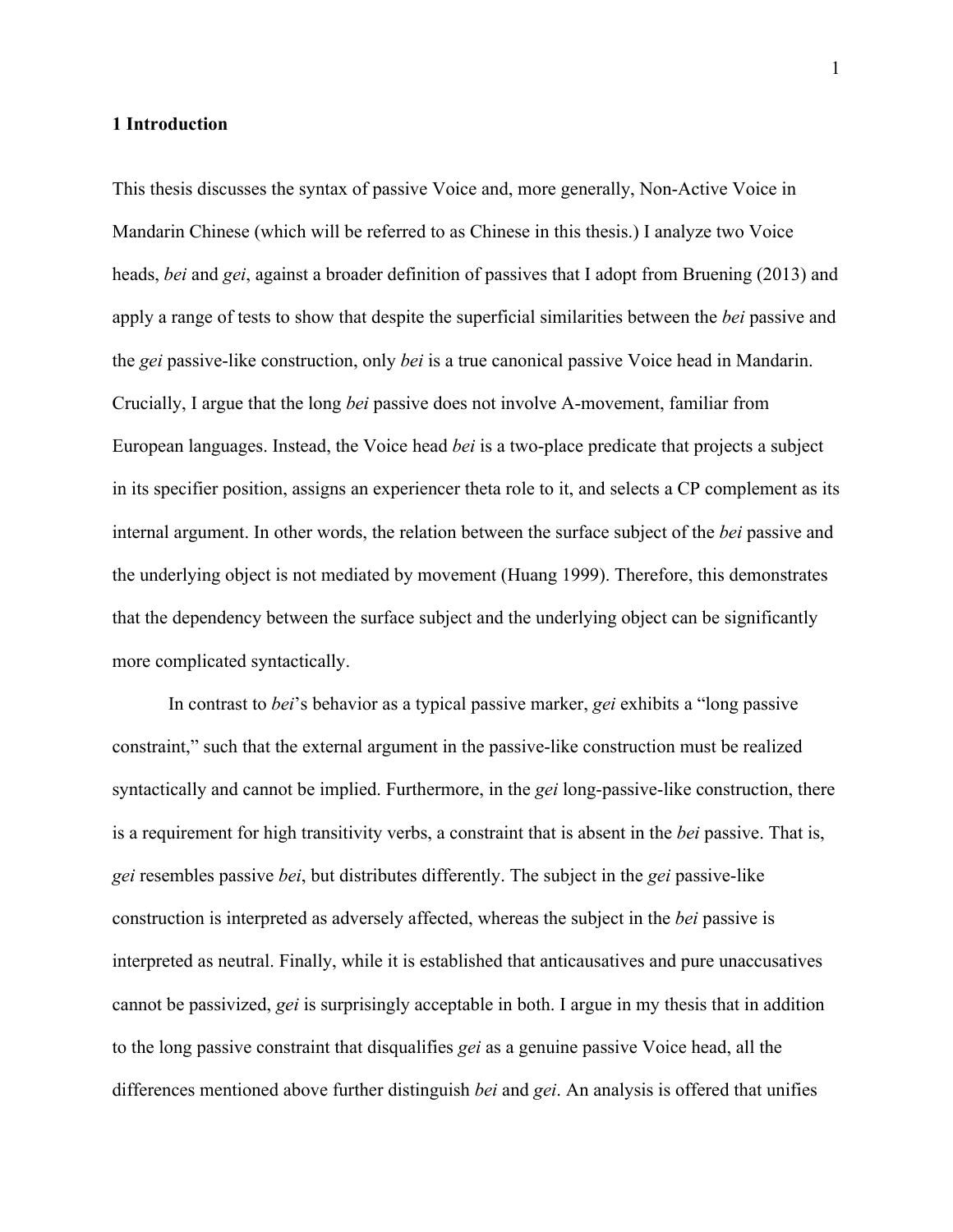## 1 Introduction

This thesis discusses the syntax of passive Voice and, more generally, Non-Active Voice in Mandarin Chinese (which will be referred to as Chinese in this thesis.) I analyze two Voice heads, *bei* and *gei*, against a broader definition of passives that I adopt from Bruening (2013) and apply a range of tests to show that despite the superficial similarities between the *bei* passive and the *gei* passive-like construction, only *bei* is a true canonical passive Voice head in Mandarin. Crucially, I argue that the long *bei* passive does not involve A-movement, familiar from European languages. Instead, the Voice head *bei* is a two-place predicate that projects a subject in its specifier position, assigns an experiencer theta role to it, and selects a CP complement as its internal argument. In other words, the relation between the surface subject of the *bei* passive and the underlying object is not mediated by movement (Huang 1999). Therefore, this demonstrates that the dependency between the surface subject and the underlying object can be significantly more complicated syntactically.

In contrast to *bei*'s behavior as a typical passive marker, *gei* exhibits a "long passive constraint," such that the external argument in the passive-like construction must be realized syntactically and cannot be implied. Furthermore, in the *gei* long-passive-like construction, there is a requirement for high transitivity verbs, a constraint that is absent in the *bei* passive. That is, *gei* resembles passive *bei*, but distributes differently. The subject in the *gei* passive-like construction is interpreted as adversely affected, whereas the subject in the *bei* passive is interpreted as neutral. Finally, while it is established that anticausatives and pure unaccusatives cannot be passivized, *gei* is surprisingly acceptable in both. I argue in my thesis that in addition to the long passive constraint that disqualifies *gei* as a genuine passive Voice head, all the differences mentioned above further distinguish *bei* and *gei*. An analysis is offered that unifies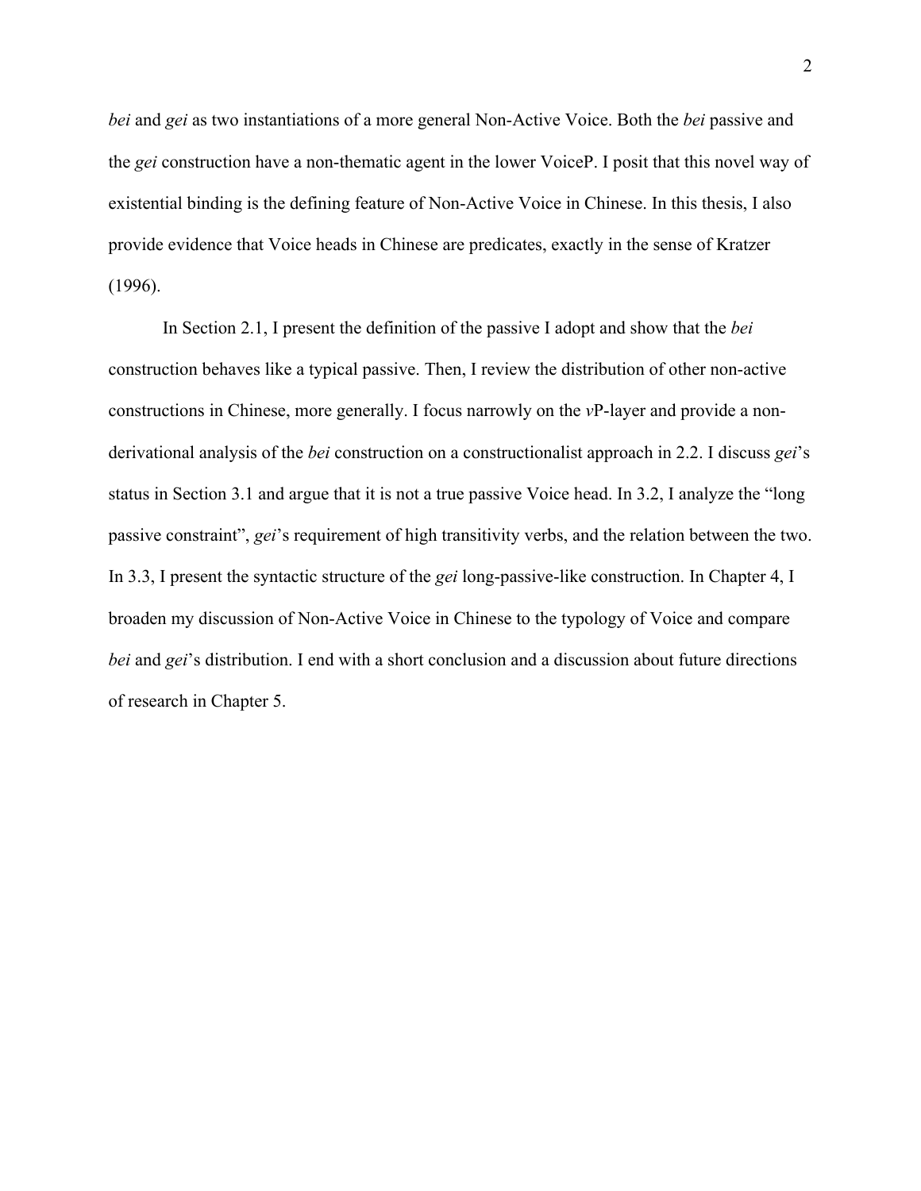*bei* and *gei* as two instantiations of a more general Non-Active Voice. Both the *bei* passive and the *gei* construction have a non-thematic agent in the lower VoiceP. I posit that this novel way of existential binding is the defining feature of Non-Active Voice in Chinese. In this thesis, I also provide evidence that Voice heads in Chinese are predicates, exactly in the sense of Kratzer (1996).

In Section 2.1, I present the definition of the passive I adopt and show that the *bei* construction behaves like a typical passive. Then, I review the distribution of other non-active constructions in Chinese, more generally. I focus narrowly on the *v*P-layer and provide a non-derivational analysis of the *bei* construction on a constructionalist approach in 2.2. I discuss *gei*'s status in Section 3.1 and argue that it is not a true passive Voice head. In 3.2, I analyze the "long passive constraint", *gei*'s requirement of high transitivity verbs, and the relation between the two. In 3.3, I present the syntactic structure of the *gei* long-passive-like construction. In Chapter 4, I broaden my discussion of Non-Active Voice in Chinese to the typology of Voice and compare *bei* and *gei*'s distribution. I end with a short conclusion and a discussion about future directions of research in Chapter 5.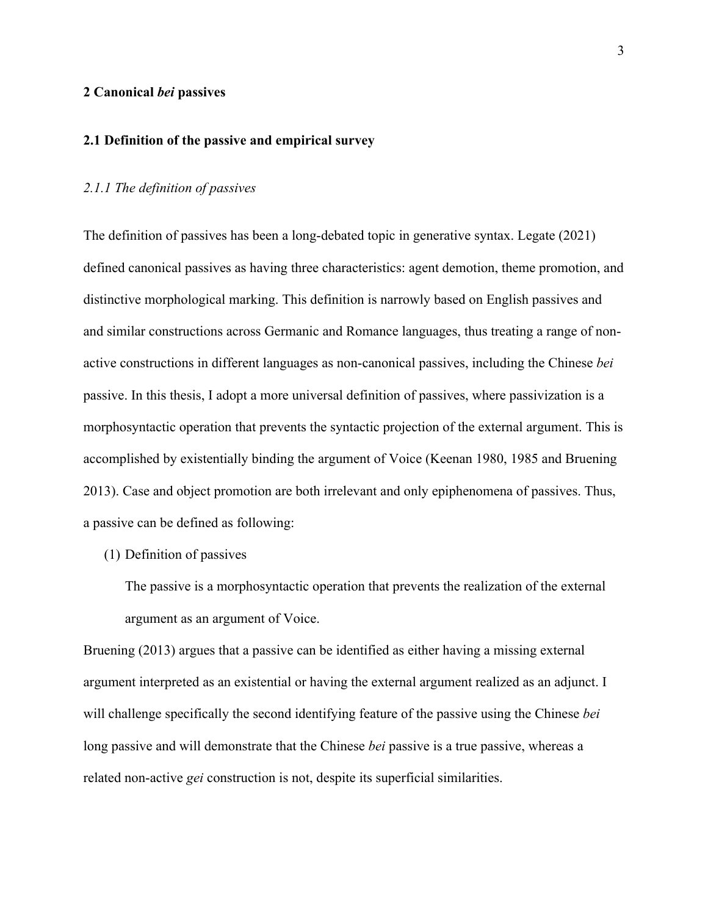## 2 Canonical *bei* passives

### 2.1 Definition of the passive and empirical survey

#### *2.1.1 The definition of passives*

The definition of passives has been a long-debated topic in generative syntax. Legate (2021) defined canonical passives as having three characteristics: agent demotion, theme promotion, and distinctive morphological marking. This definition is narrowly based on English passives and and similar constructions across Germanic and Romance languages, thus treating a range of non-active constructions in different languages as non-canonical passives, including the Chinese *bei* passive. In this thesis, I adopt a more universal definition of passives, where passivization is a morphosyntactic operation that prevents the syntactic projection of the external argument. This is accomplished by existentially binding the argument of Voice (Keenan 1980, 1985 and Bruening 2013). Case and object promotion are both irrelevant and only epiphenomena of passives. Thus, a passive can be defined as following:

(1) Definition of passives

The passive is a morphosyntactic operation that prevents the realization of the external argument as an argument of Voice.

Bruening (2013) argues that a passive can be identified as either having a missing external argument interpreted as an existential or having the external argument realized as an adjunct. I will challenge specifically the second identifying feature of the passive using the Chinese *bei* long passive and will demonstrate that the Chinese *bei* passive is a true passive, whereas a related non-active *gei* construction is not, despite its superficial similarities.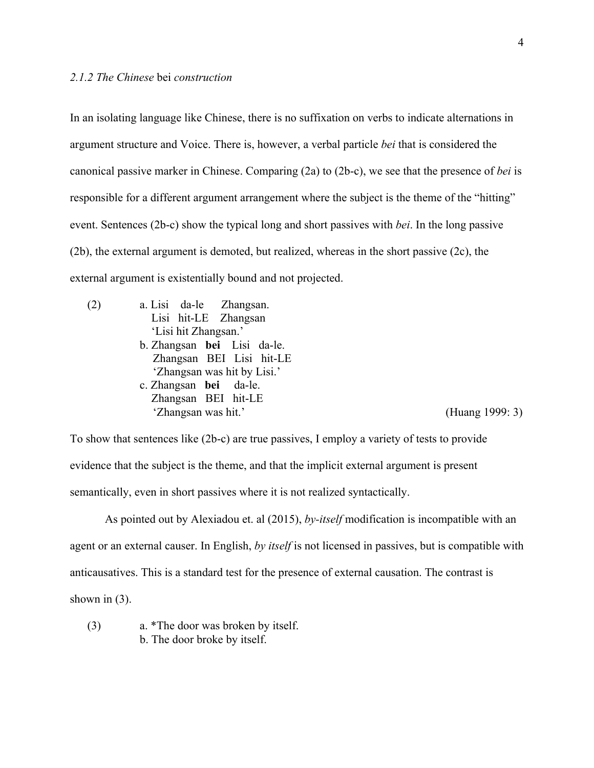### *2.1.2 The Chinese* bei *construction*

In an isolating language like Chinese, there is no suffixation on verbs to indicate alternations in argument structure and Voice. There is, however, a verbal particle *bei* that is considered the canonical passive marker in Chinese. Comparing (2a) to (2b-c), we see that the presence of *bei* is responsible for a different argument arrangement where the subject is the theme of the "hitting" event. Sentences (2b-c) show the typical long and short passives with *bei*. In the long passive (2b), the external argument is demoted, but realized, whereas in the short passive (2c), the external argument is existentially bound and not projected.

(2)
a. Lisi da-le Zhangsan.
   Lisi hit-LE Zhangsan
   'Lisi hit Zhangsan.'
b. Zhangsan **bei** Lisi da-le.
   Zhangsan BEI Lisi hit-LE
   'Zhangsan was hit by Lisi.'
c. Zhangsan **bei** da-le.
   Zhangsan BEI hit-LE
   'Zhangsan was hit.' (Huang 1999: 3)

To show that sentences like (2b-c) are true passives, I employ a variety of tests to provide evidence that the subject is the theme, and that the implicit external argument is present semantically, even in short passives where it is not realized syntactically.

As pointed out by Alexiadou et. al (2015), *by-itself* modification is incompatible with an agent or an external causer. In English, *by itself* is not licensed in passives, but is compatible with anticausatives. This is a standard test for the presence of external causation. The contrast is shown in (3).

(3)
a. *The door was broken by itself.
b. The door broke by itself.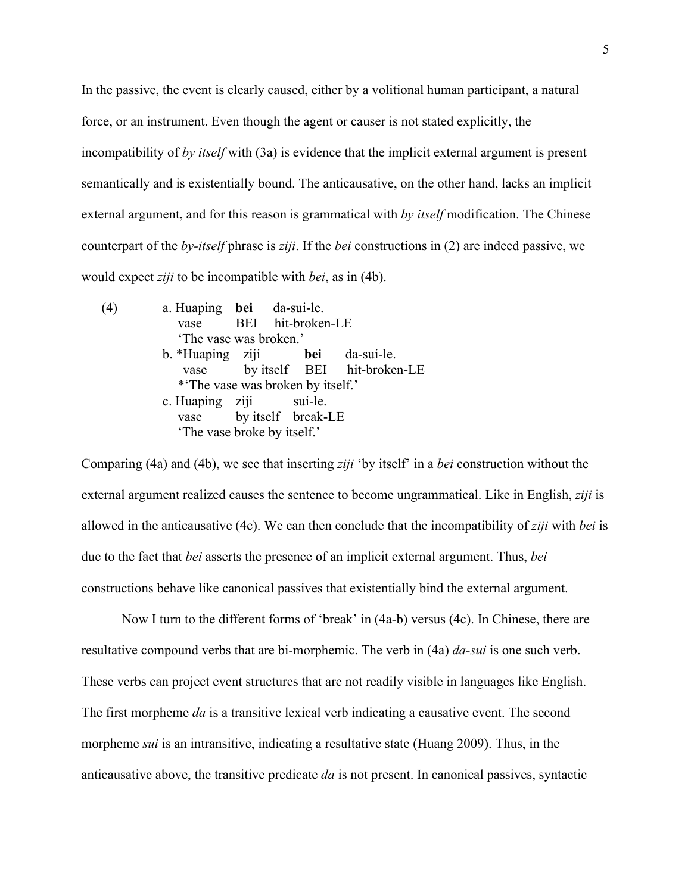In the passive, the event is clearly caused, either by a volitional human participant, a natural force, or an instrument. Even though the agent or causer is not stated explicitly, the incompatibility of *by itself* with (3a) is evidence that the implicit external argument is present semantically and is existentially bound. The anticausative, on the other hand, lacks an implicit external argument, and for this reason is grammatical with *by itself* modification. The Chinese counterpart of the *by-itself* phrase is *ziji*. If the *bei* constructions in (2) are indeed passive, we would expect *ziji* to be incompatible with *bei*, as in (4b).

(4)
a. Huaping **bei** da-sui-le.
   vase BEI hit-broken-LE
   'The vase was broken.'
b. *Huaping ziji **bei** da-sui-le.
   vase by itself BEI hit-broken-LE
   *'The vase was broken by itself.'
c. Huaping ziji sui-le.
   vase by itself break-LE
   'The vase broke by itself.'

Comparing (4a) and (4b), we see that inserting *ziji* 'by itself' in a *bei* construction without the external argument realized causes the sentence to become ungrammatical. Like in English, *ziji* is allowed in the anticausative (4c). We can then conclude that the incompatibility of *ziji* with *bei* is due to the fact that *bei* asserts the presence of an implicit external argument. Thus, *bei* constructions behave like canonical passives that existentially bind the external argument.

Now I turn to the different forms of 'break' in (4a-b) versus (4c). In Chinese, there are resultative compound verbs that are bi-morphemic. The verb in (4a) *da-sui* is one such verb. These verbs can project event structures that are not readily visible in languages like English. The first morpheme *da* is a transitive lexical verb indicating a causative event. The second morpheme *sui* is an intransitive, indicating a resultative state (Huang 2009). Thus, in the anticausative above, the transitive predicate *da* is not present. In canonical passives, syntactic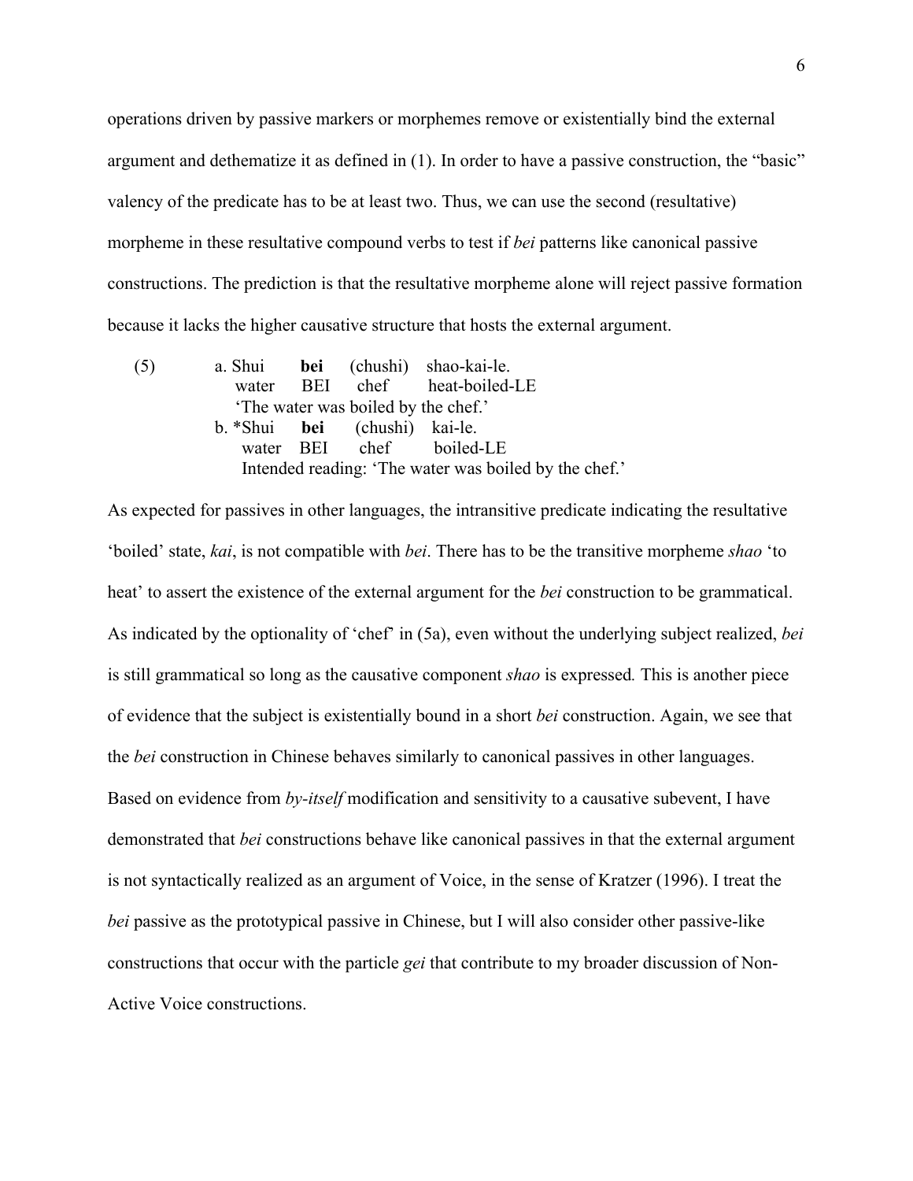operations driven by passive markers or morphemes remove or existentially bind the external argument and dethematize it as defined in (1). In order to have a passive construction, the "basic" valency of the predicate has to be at least two. Thus, we can use the second (resultative) morpheme in these resultative compound verbs to test if *bei* patterns like canonical passive constructions. The prediction is that the resultative morpheme alone will reject passive formation because it lacks the higher causative structure that hosts the external argument.

```
(5)     a. Shui    bei    (chushi)   shao-kai-le.
           water   BEI    chef       heat-boiled-LE
           'The water was boiled by the chef.'
        b. *Shui   bei    (chushi)   kai-le.
            water  BEI    chef       boiled-LE
            Intended reading: 'The water was boiled by the chef.'
```

As expected for passives in other languages, the intransitive predicate indicating the resultative 'boiled' state, *kai*, is not compatible with *bei*. There has to be the transitive morpheme *shao* 'to heat' to assert the existence of the external argument for the *bei* construction to be grammatical. As indicated by the optionality of 'chef' in (5a), even without the underlying subject realized, *bei* is still grammatical so long as the causative component *shao* is expressed. This is another piece of evidence that the subject is existentially bound in a short *bei* construction. Again, we see that the *bei* construction in Chinese behaves similarly to canonical passives in other languages. Based on evidence from *by-itself* modification and sensitivity to a causative subevent, I have demonstrated that *bei* constructions behave like canonical passives in that the external argument is not syntactically realized as an argument of Voice, in the sense of Kratzer (1996). I treat the *bei* passive as the prototypical passive in Chinese, but I will also consider other passive-like constructions that occur with the particle *gei* that contribute to my broader discussion of Non-Active Voice constructions.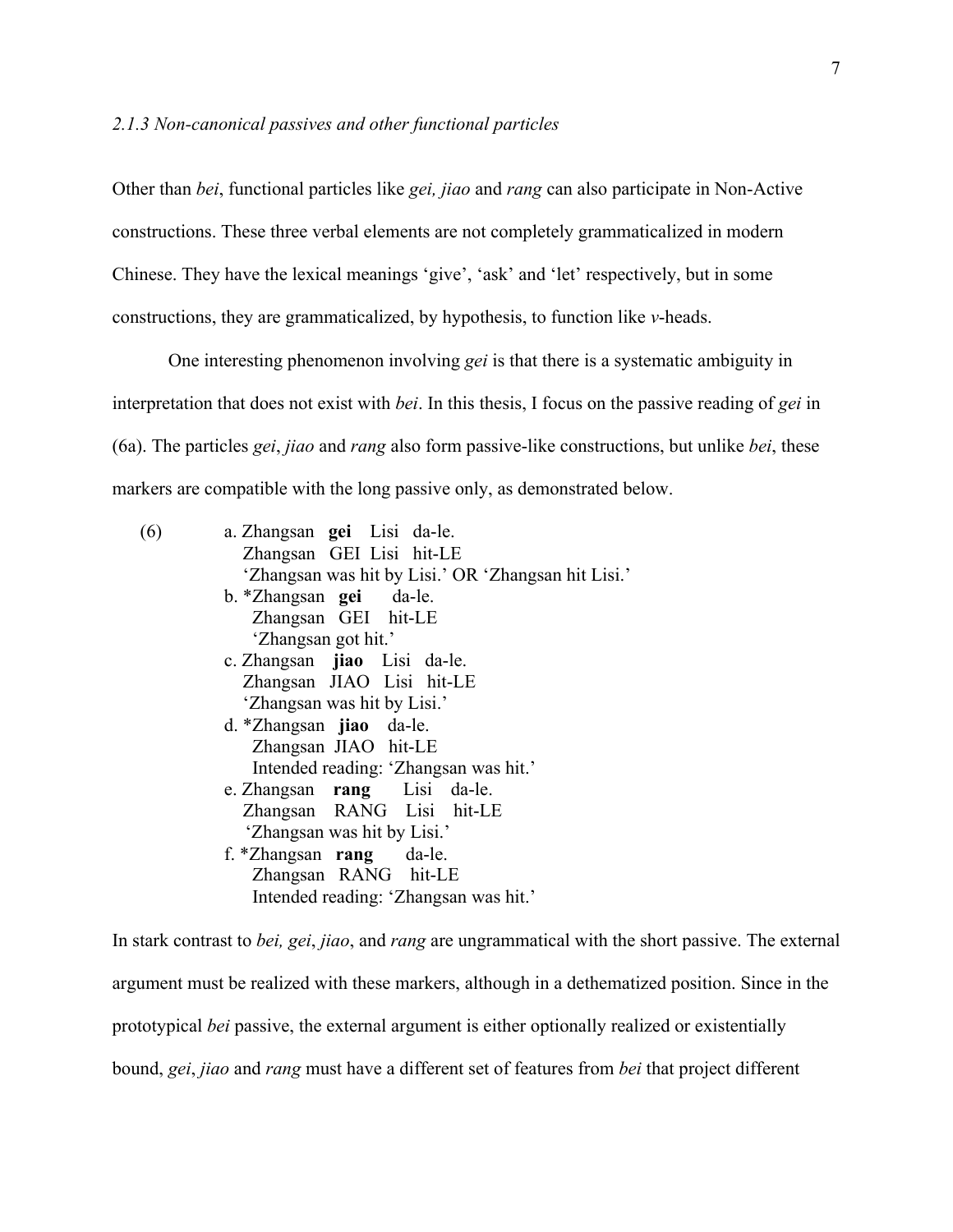### *2.1.3 Non-canonical passives and other functional particles*

Other than *bei*, functional particles like *gei, jiao* and *rang* can also participate in Non-Active constructions. These three verbal elements are not completely grammaticalized in modern Chinese. They have the lexical meanings 'give', 'ask' and 'let' respectively, but in some constructions, they are grammaticalized, by hypothesis, to function like *v*-heads.

One interesting phenomenon involving *gei* is that there is a systematic ambiguity in interpretation that does not exist with *bei*. In this thesis, I focus on the passive reading of *gei* in (6a). The particles *gei*, *jiao* and *rang* also form passive-like constructions, but unlike *bei*, these markers are compatible with the long passive only, as demonstrated below.

(6)

a. Zhangsan **gei** Lisi da-le.
   Zhangsan GEI Lisi hit-LE
   'Zhangsan was hit by Lisi.' OR 'Zhangsan hit Lisi.'

b. *Zhangsan **gei** da-le.
   Zhangsan GEI hit-LE
   'Zhangsan got hit.'

c. Zhangsan **jiao** Lisi da-le.
   Zhangsan JIAO Lisi hit-LE
   'Zhangsan was hit by Lisi.'

d. *Zhangsan **jiao** da-le.
   Zhangsan JIAO hit-LE
   Intended reading: 'Zhangsan was hit.'

e. Zhangsan **rang** Lisi da-le.
   Zhangsan RANG Lisi hit-LE
   'Zhangsan was hit by Lisi.'

f. *Zhangsan **rang** da-le.
   Zhangsan RANG hit-LE
   Intended reading: 'Zhangsan was hit.'

In stark contrast to *bei, gei*, *jiao*, and *rang* are ungrammatical with the short passive. The external argument must be realized with these markers, although in a dethematized position. Since in the prototypical *bei* passive, the external argument is either optionally realized or existentially bound, *gei*, *jiao* and *rang* must have a different set of features from *bei* that project different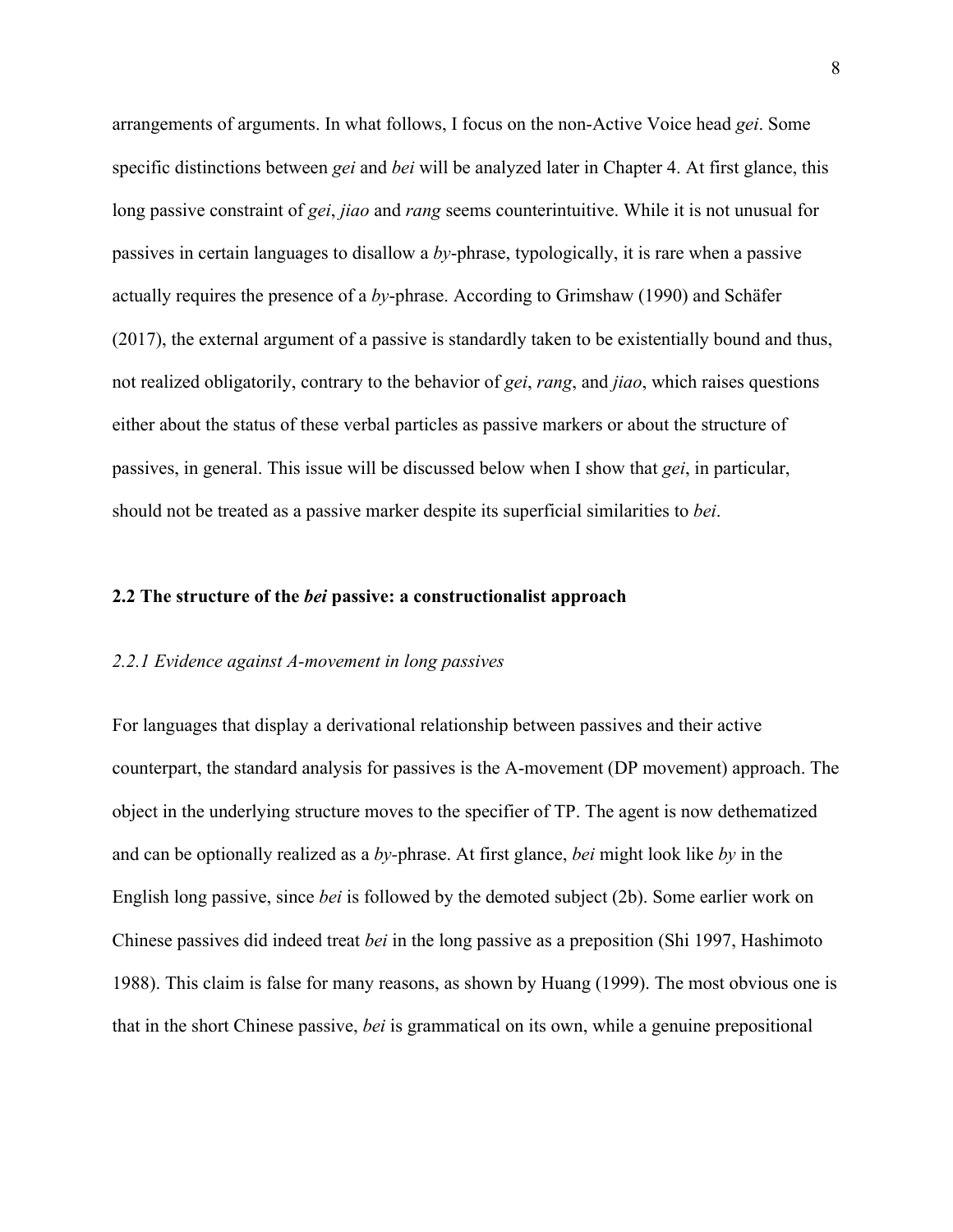arrangements of arguments. In what follows, I focus on the non-Active Voice head *gei*. Some specific distinctions between *gei* and *bei* will be analyzed later in Chapter 4. At first glance, this long passive constraint of *gei*, *jiao* and *rang* seems counterintuitive. While it is not unusual for passives in certain languages to disallow a *by*-phrase, typologically, it is rare when a passive actually requires the presence of a *by*-phrase. According to Grimshaw (1990) and Schäfer (2017), the external argument of a passive is standardly taken to be existentially bound and thus, not realized obligatorily, contrary to the behavior of *gei*, *rang*, and *jiao*, which raises questions either about the status of these verbal particles as passive markers or about the structure of passives, in general. This issue will be discussed below when I show that *gei*, in particular, should not be treated as a passive marker despite its superficial similarities to *bei*.

## 2.2 The structure of the *bei* passive: a constructionalist approach

### *2.2.1 Evidence against A-movement in long passives*

For languages that display a derivational relationship between passives and their active counterpart, the standard analysis for passives is the A-movement (DP movement) approach. The object in the underlying structure moves to the specifier of TP. The agent is now dethematized and can be optionally realized as a *by*-phrase. At first glance, *bei* might look like *by* in the English long passive, since *bei* is followed by the demoted subject (2b). Some earlier work on Chinese passives did indeed treat *bei* in the long passive as a preposition (Shi 1997, Hashimoto 1988). This claim is false for many reasons, as shown by Huang (1999). The most obvious one is that in the short Chinese passive, *bei* is grammatical on its own, while a genuine prepositional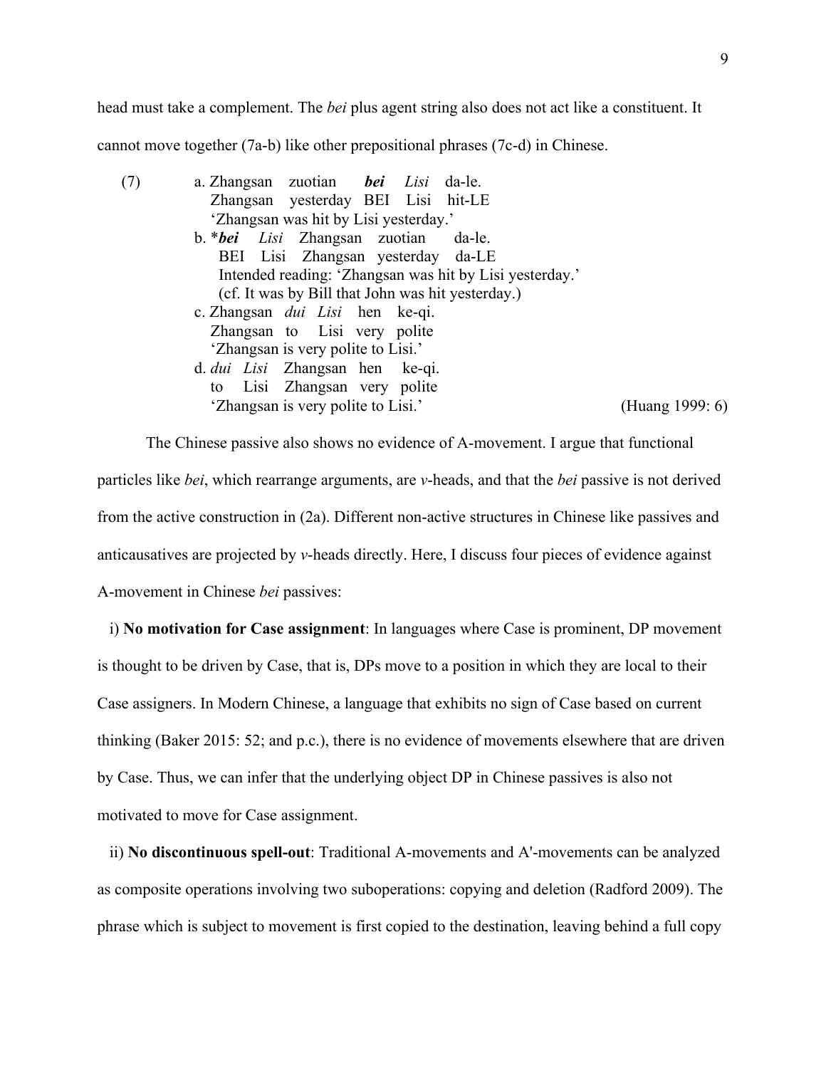head must take a complement. The *bei* plus agent string also does not act like a constituent. It cannot move together (7a-b) like other prepositional phrases (7c-d) in Chinese.

(7)
a. Zhangsan zuotian ***bei*** *Lisi* da-le.
   Zhangsan yesterday BEI Lisi hit-LE
   'Zhangsan was hit by Lisi yesterday.'

b. \****bei*** *Lisi* Zhangsan zuotian da-le.
   BEI Lisi Zhangsan yesterday da-LE
   Intended reading: 'Zhangsan was hit by Lisi yesterday.'
   (cf. It was by Bill that John was hit yesterday.)

c. Zhangsan *dui Lisi* hen ke-qi.
   Zhangsan to Lisi very polite
   'Zhangsan is very polite to Lisi.'

d. *dui Lisi* Zhangsan hen ke-qi.
   to Lisi Zhangsan very polite
   'Zhangsan is very polite to Lisi.' (Huang 1999: 6)

The Chinese passive also shows no evidence of A-movement. I argue that functional particles like *bei*, which rearrange arguments, are *v*-heads, and that the *bei* passive is not derived from the active construction in (2a). Different non-active structures in Chinese like passives and anticausatives are projected by *v*-heads directly. Here, I discuss four pieces of evidence against A-movement in Chinese *bei* passives:

i) **No motivation for Case assignment**: In languages where Case is prominent, DP movement is thought to be driven by Case, that is, DPs move to a position in which they are local to their Case assigners. In Modern Chinese, a language that exhibits no sign of Case based on current thinking (Baker 2015: 52; and p.c.), there is no evidence of movements elsewhere that are driven by Case. Thus, we can infer that the underlying object DP in Chinese passives is also not motivated to move for Case assignment.

ii) **No discontinuous spell-out**: Traditional A-movements and A'-movements can be analyzed as composite operations involving two suboperations: copying and deletion (Radford 2009). The phrase which is subject to movement is first copied to the destination, leaving behind a full copy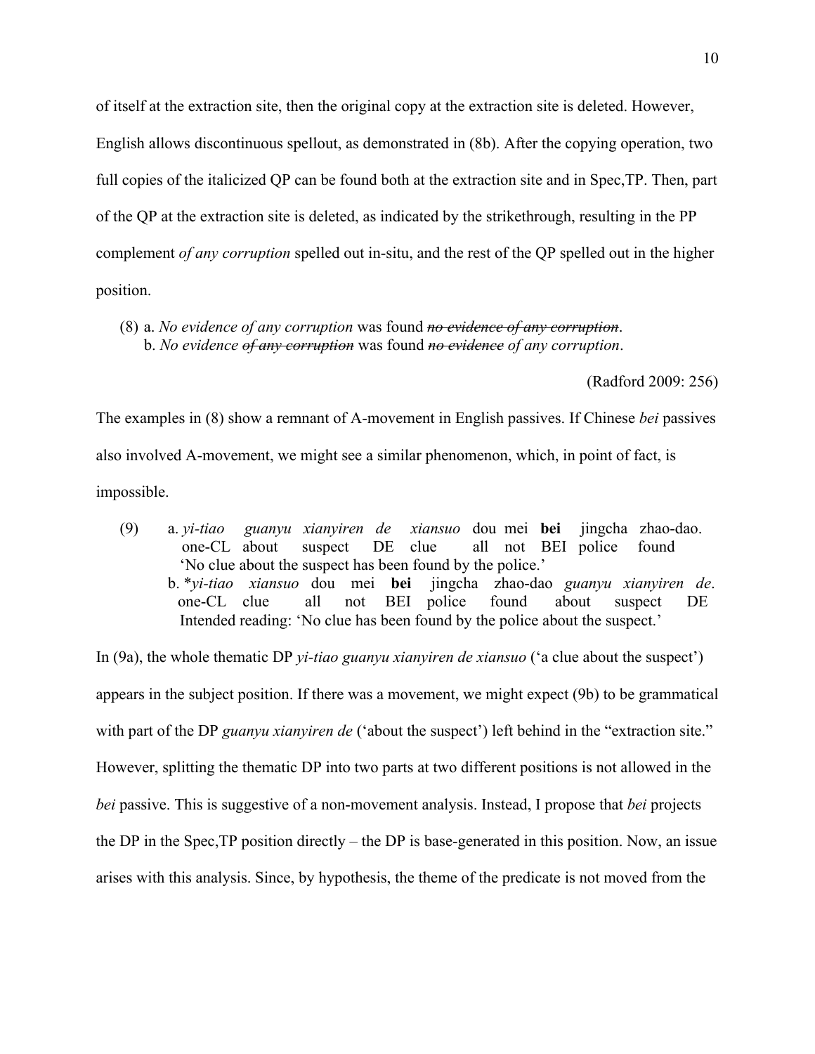of itself at the extraction site, then the original copy at the extraction site is deleted. However, English allows discontinuous spellout, as demonstrated in (8b). After the copying operation, two full copies of the italicized QP can be found both at the extraction site and in Spec,TP. Then, part of the QP at the extraction site is deleted, as indicated by the strikethrough, resulting in the PP complement *of any corruption* spelled out in-situ, and the rest of the QP spelled out in the higher position.

(8) a. *No evidence of any corruption* was found ~~*no evidence of any corruption*~~.
    b. *No evidence* ~~*of any corruption*~~ was found ~~*no evidence*~~ *of any corruption*.

(Radford 2009: 256)

The examples in (8) show a remnant of A-movement in English passives. If Chinese *bei* passives also involved A-movement, we might see a similar phenomenon, which, in point of fact, is impossible.

(9) a. *yi-tiao guanyu xianyiren de xiansuo* dou mei **bei** jingcha zhao-dao.
       one-CL about suspect DE clue all not BEI police found
       'No clue about the suspect has been found by the police.'
    b. \**yi-tiao xiansuo* dou mei **bei** jingcha zhao-dao *guanyu xianyiren de*.
       one-CL clue all not BEI police found about suspect DE
       Intended reading: 'No clue has been found by the police about the suspect.'

In (9a), the whole thematic DP *yi-tiao guanyu xianyiren de xiansuo* ('a clue about the suspect') appears in the subject position. If there was a movement, we might expect (9b) to be grammatical with part of the DP *guanyu xianyiren de* ('about the suspect') left behind in the "extraction site." However, splitting the thematic DP into two parts at two different positions is not allowed in the *bei* passive. This is suggestive of a non-movement analysis. Instead, I propose that *bei* projects the DP in the Spec,TP position directly – the DP is base-generated in this position. Now, an issue arises with this analysis. Since, by hypothesis, the theme of the predicate is not moved from the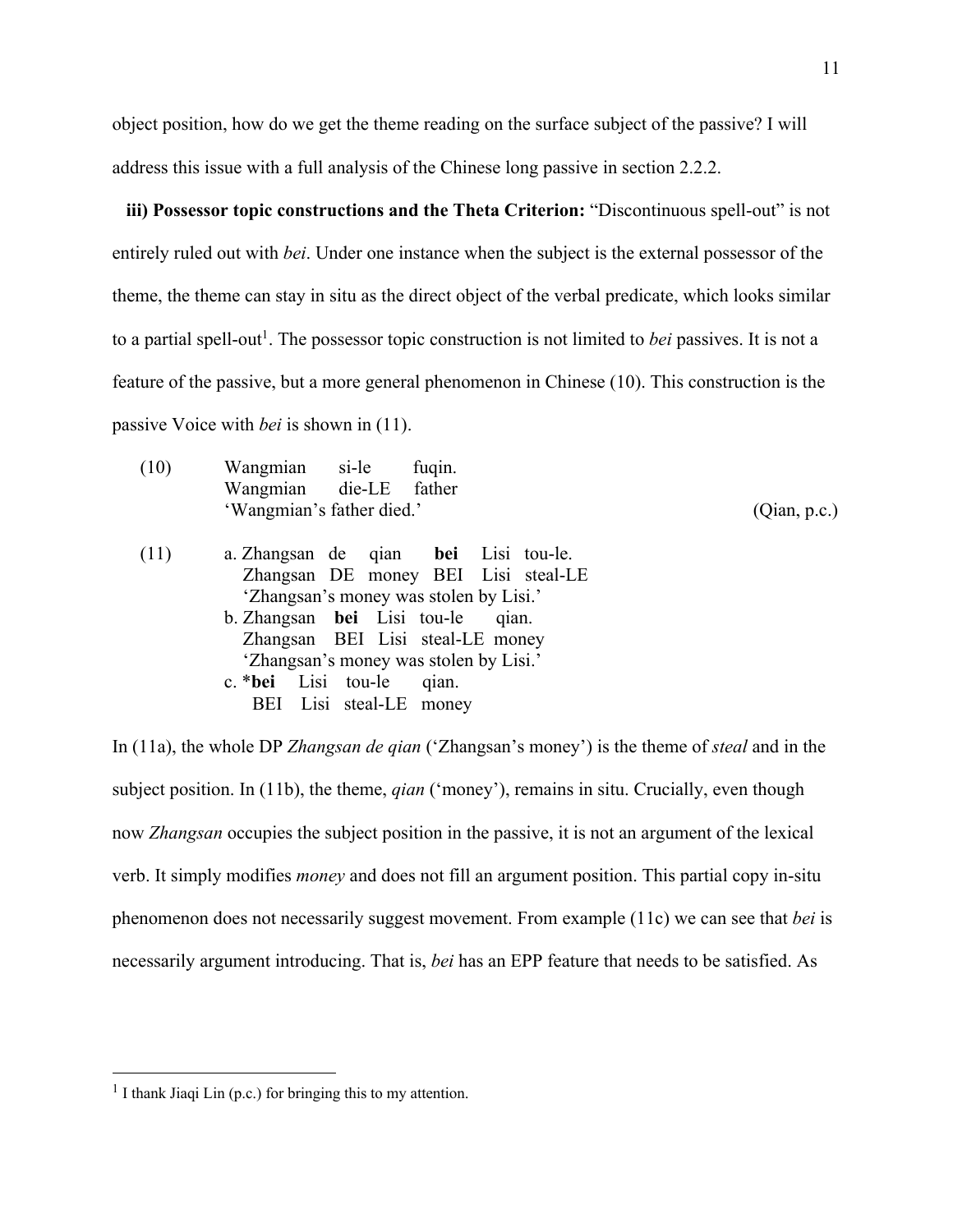object position, how do we get the theme reading on the surface subject of the passive? I will address this issue with a full analysis of the Chinese long passive in section 2.2.2.

**iii) Possessor topic constructions and the Theta Criterion:** "Discontinuous spell-out" is not entirely ruled out with *bei*. Under one instance when the subject is the external possessor of the theme, the theme can stay in situ as the direct object of the verbal predicate, which looks similar to a partial spell-out[1]. The possessor topic construction is not limited to *bei* passives. It is not a feature of the passive, but a more general phenomenon in Chinese (10). This construction is the passive Voice with *bei* is shown in (11).

(10) Wangmian si-le fuqin.
     Wangmian die-LE father
     'Wangmian's father died.' (Qian, p.c.)

(11) a. Zhangsan de qian **bei** Lisi tou-le.
        Zhangsan DE money BEI Lisi steal-LE
        'Zhangsan's money was stolen by Lisi.'
     b. Zhangsan **bei** Lisi tou-le qian.
        Zhangsan BEI Lisi steal-LE money
        'Zhangsan's money was stolen by Lisi.'
     c. ***bei** Lisi tou-le qian.
        BEI Lisi steal-LE money

In (11a), the whole DP *Zhangsan de qian* ('Zhangsan's money') is the theme of *steal* and in the subject position. In (11b), the theme, *qian* ('money'), remains in situ. Crucially, even though now *Zhangsan* occupies the subject position in the passive, it is not an argument of the lexical verb. It simply modifies *money* and does not fill an argument position. This partial copy in-situ phenomenon does not necessarily suggest movement. From example (11c) we can see that *bei* is necessarily argument introducing. That is, *bei* has an EPP feature that needs to be satisfied. As

[1] I thank Jiaqi Lin (p.c.) for bringing this to my attention.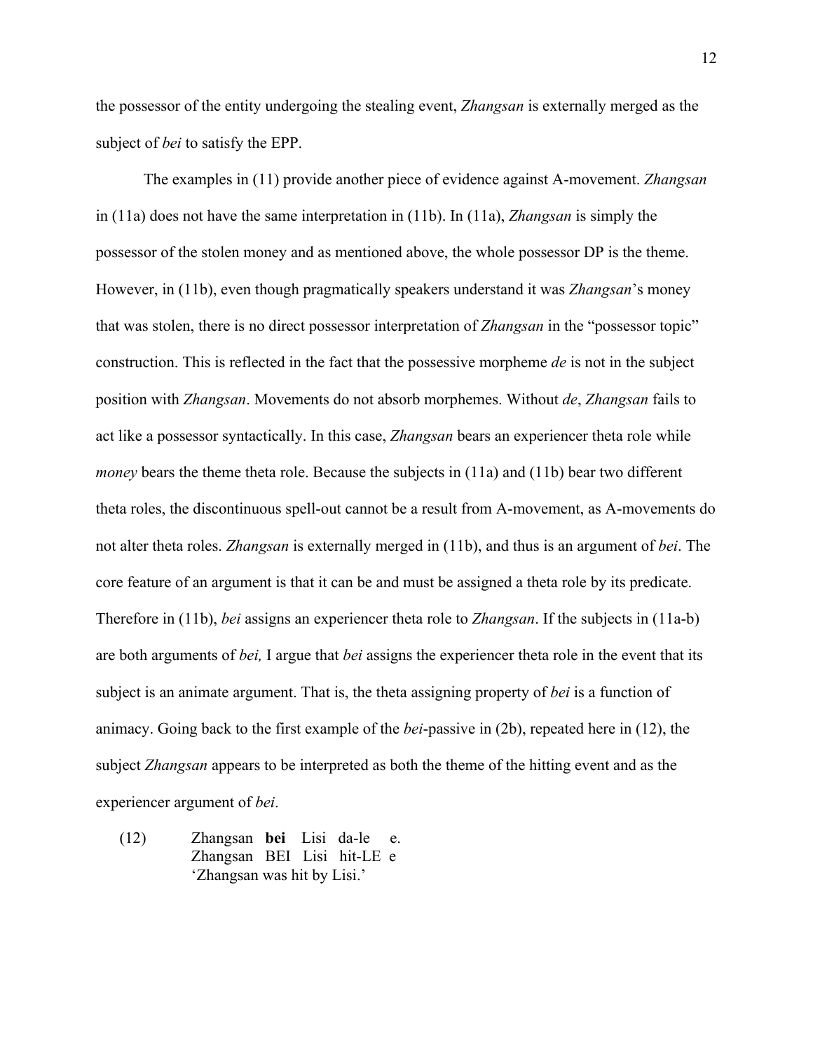the possessor of the entity undergoing the stealing event, *Zhangsan* is externally merged as the subject of *bei* to satisfy the EPP.

The examples in (11) provide another piece of evidence against A-movement. *Zhangsan* in (11a) does not have the same interpretation in (11b). In (11a), *Zhangsan* is simply the possessor of the stolen money and as mentioned above, the whole possessor DP is the theme. However, in (11b), even though pragmatically speakers understand it was *Zhangsan*'s money that was stolen, there is no direct possessor interpretation of *Zhangsan* in the "possessor topic" construction. This is reflected in the fact that the possessive morpheme *de* is not in the subject position with *Zhangsan*. Movements do not absorb morphemes. Without *de*, *Zhangsan* fails to act like a possessor syntactically. In this case, *Zhangsan* bears an experiencer theta role while *money* bears the theme theta role. Because the subjects in (11a) and (11b) bear two different theta roles, the discontinuous spell-out cannot be a result from A-movement, as A-movements do not alter theta roles. *Zhangsan* is externally merged in (11b), and thus is an argument of *bei*. The core feature of an argument is that it can be and must be assigned a theta role by its predicate. Therefore in (11b), *bei* assigns an experiencer theta role to *Zhangsan*. If the subjects in (11a-b) are both arguments of *bei,* I argue that *bei* assigns the experiencer theta role in the event that its subject is an animate argument. That is, the theta assigning property of *bei* is a function of animacy. Going back to the first example of the *bei*-passive in (2b), repeated here in (12), the subject *Zhangsan* appears to be interpreted as both the theme of the hitting event and as the experiencer argument of *bei*.

(12) Zhangsan **bei** Lisi da-le e.
Zhangsan BEI Lisi hit-LE e
'Zhangsan was hit by Lisi.'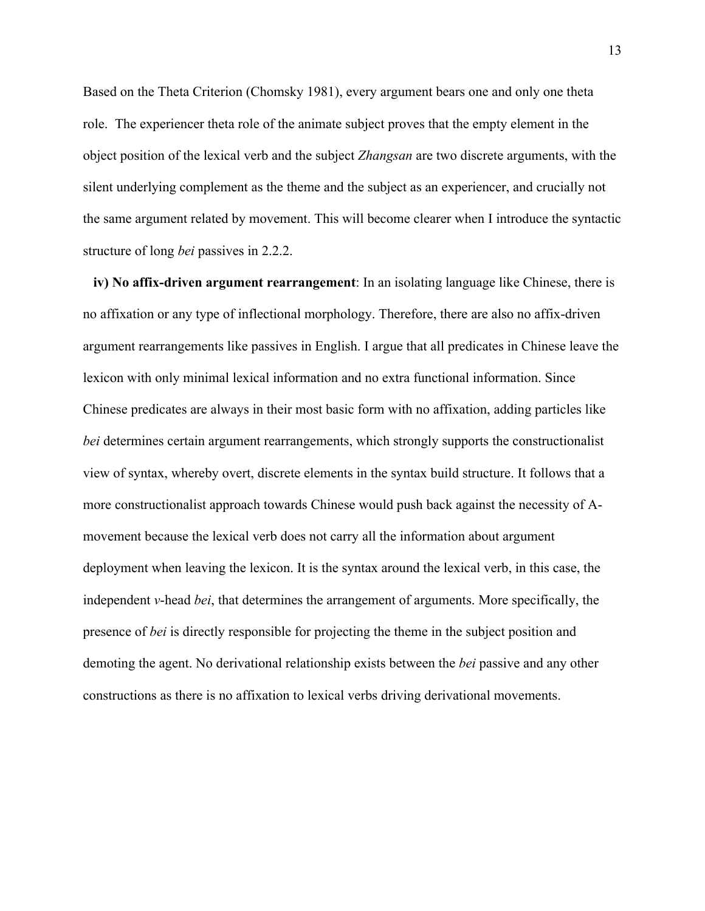Based on the Theta Criterion (Chomsky 1981), every argument bears one and only one theta role. The experiencer theta role of the animate subject proves that the empty element in the object position of the lexical verb and the subject *Zhangsan* are two discrete arguments, with the silent underlying complement as the theme and the subject as an experiencer, and crucially not the same argument related by movement. This will become clearer when I introduce the syntactic structure of long *bei* passives in 2.2.2.

**iv) No affix-driven argument rearrangement**: In an isolating language like Chinese, there is no affixation or any type of inflectional morphology. Therefore, there are also no affix-driven argument rearrangements like passives in English. I argue that all predicates in Chinese leave the lexicon with only minimal lexical information and no extra functional information. Since Chinese predicates are always in their most basic form with no affixation, adding particles like *bei* determines certain argument rearrangements, which strongly supports the constructionalist view of syntax, whereby overt, discrete elements in the syntax build structure. It follows that a more constructionalist approach towards Chinese would push back against the necessity of A-movement because the lexical verb does not carry all the information about argument deployment when leaving the lexicon. It is the syntax around the lexical verb, in this case, the independent *v*-head *bei*, that determines the arrangement of arguments. More specifically, the presence of *bei* is directly responsible for projecting the theme in the subject position and demoting the agent. No derivational relationship exists between the *bei* passive and any other constructions as there is no affixation to lexical verbs driving derivational movements.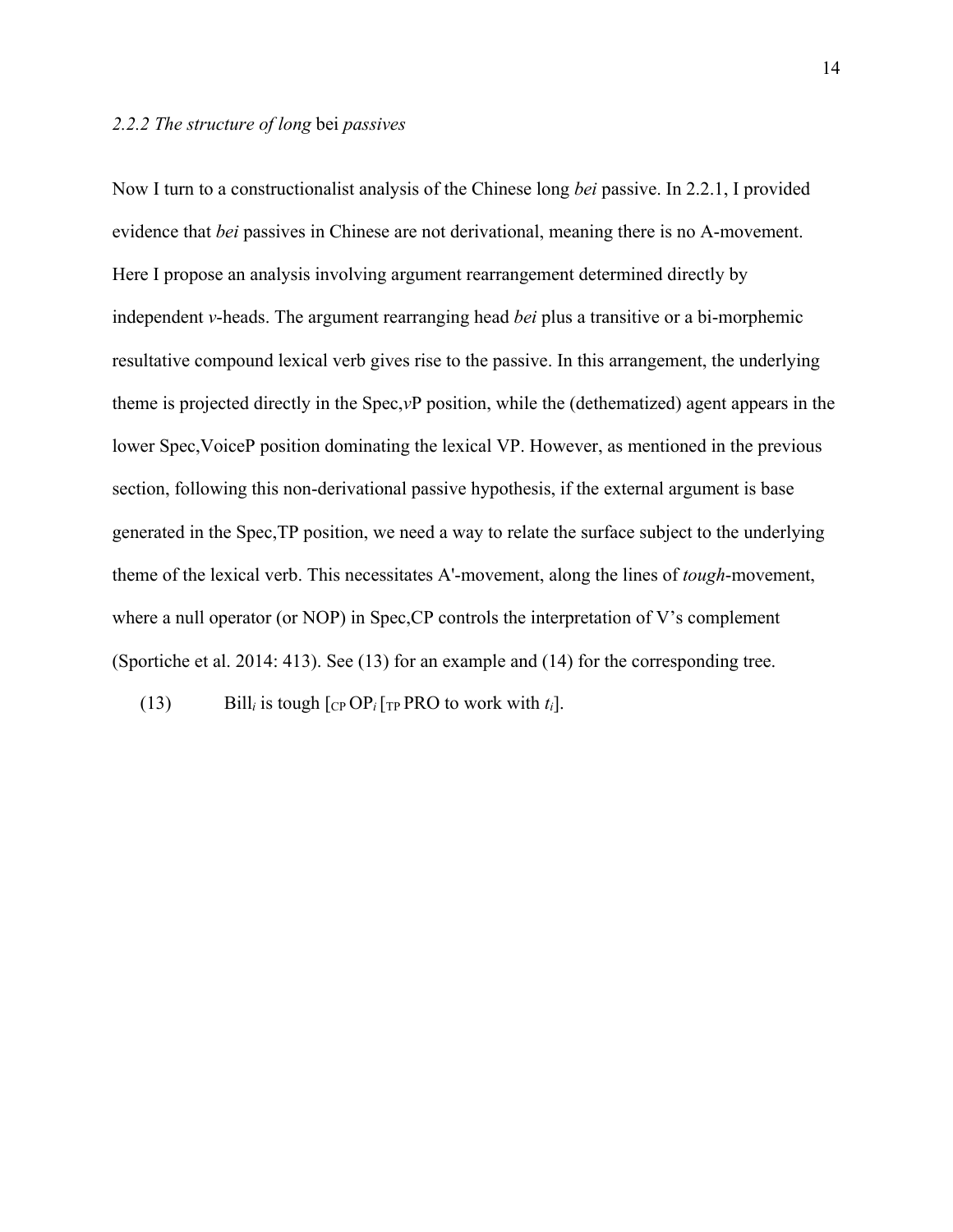### *2.2.2 The structure of long* bei *passives*

Now I turn to a constructionalist analysis of the Chinese long *bei* passive. In 2.2.1, I provided evidence that *bei* passives in Chinese are not derivational, meaning there is no A-movement. Here I propose an analysis involving argument rearrangement determined directly by independent *v*-heads. The argument rearranging head *bei* plus a transitive or a bi-morphemic resultative compound lexical verb gives rise to the passive. In this arrangement, the underlying theme is projected directly in the Spec,*v*P position, while the (dethematized) agent appears in the lower Spec,VoiceP position dominating the lexical VP. However, as mentioned in the previous section, following this non-derivational passive hypothesis, if the external argument is base generated in the Spec,TP position, we need a way to relate the surface subject to the underlying theme of the lexical verb. This necessitates A'-movement, along the lines of *tough*-movement, where a null operator (or NOP) in Spec,CP controls the interpretation of V's complement (Sportiche et al. 2014: 413). See (13) for an example and (14) for the corresponding tree.

(13) Bill$_i$ is tough [$_{CP}$ OP$_i$ [$_{TP}$ PRO to work with $t_i$].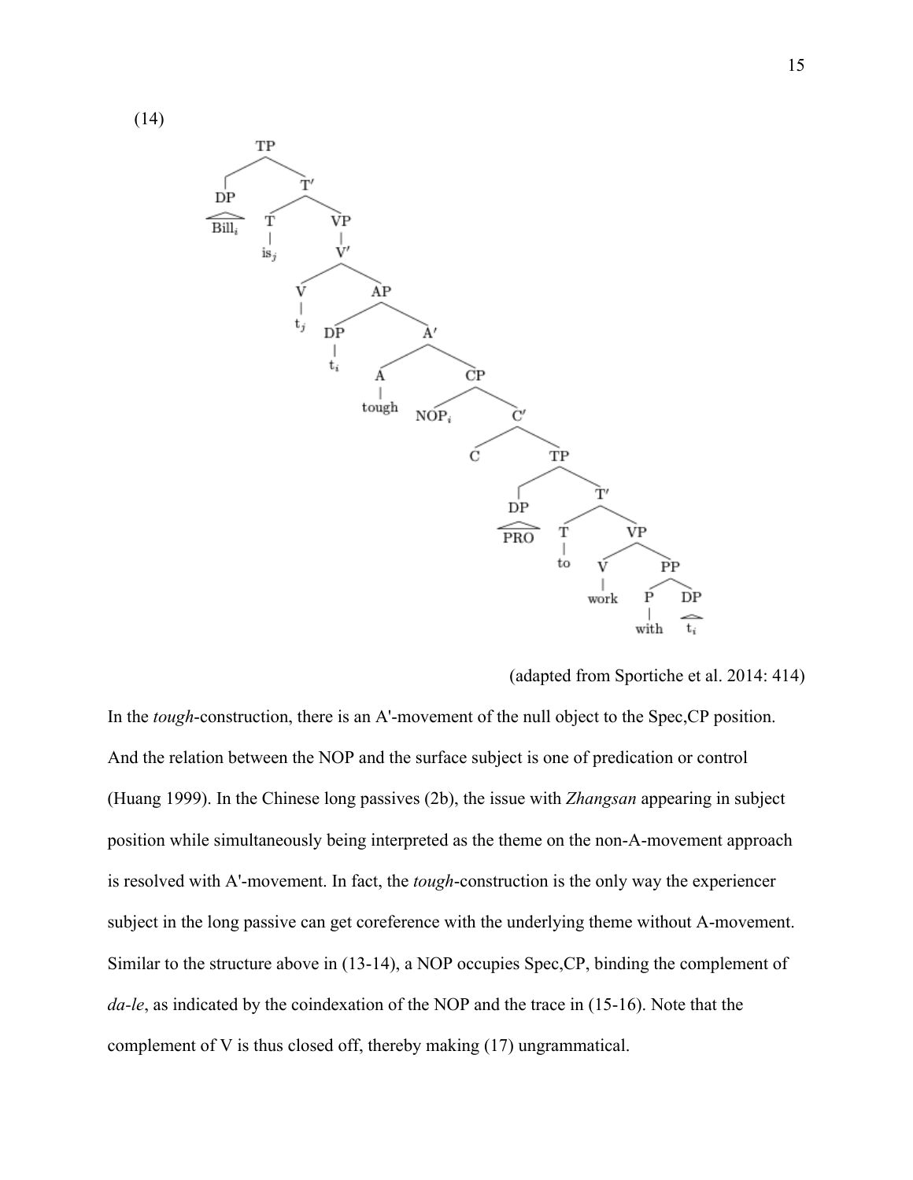(14)

```
TP
├── DP
│   └── Bill_i
└── T'
    ├── T
    │   └── is_j
    └── VP
        └── V'
            ├── V
            │   └── t_j
            └── AP
                ├── DP
                │   └── t_i
                └── A'
                    ├── A
                    │   └── tough
                    └── CP
                        ├── NOP_i
                        └── C'
                            ├── C
                            └── TP
                                ├── DP
                                │   └── PRO
                                └── T'
                                    ├── T
                                    │   └── to
                                    └── VP
                                        ├── V
                                        │   └── work
                                        └── PP
                                            ├── P
                                            │   └── with
                                            └── DP
                                                └── t_i
```

(adapted from Sportiche et al. 2014: 414)

In the *tough*-construction, there is an A'-movement of the null object to the Spec,CP position. And the relation between the NOP and the surface subject is one of predication or control (Huang 1999). In the Chinese long passives (2b), the issue with *Zhangsan* appearing in subject position while simultaneously being interpreted as the theme on the non-A-movement approach is resolved with A'-movement. In fact, the *tough*-construction is the only way the experiencer subject in the long passive can get coreference with the underlying theme without A-movement. Similar to the structure above in (13-14), a NOP occupies Spec,CP, binding the complement of *da-le*, as indicated by the coindexation of the NOP and the trace in (15-16). Note that the complement of V is thus closed off, thereby making (17) ungrammatical.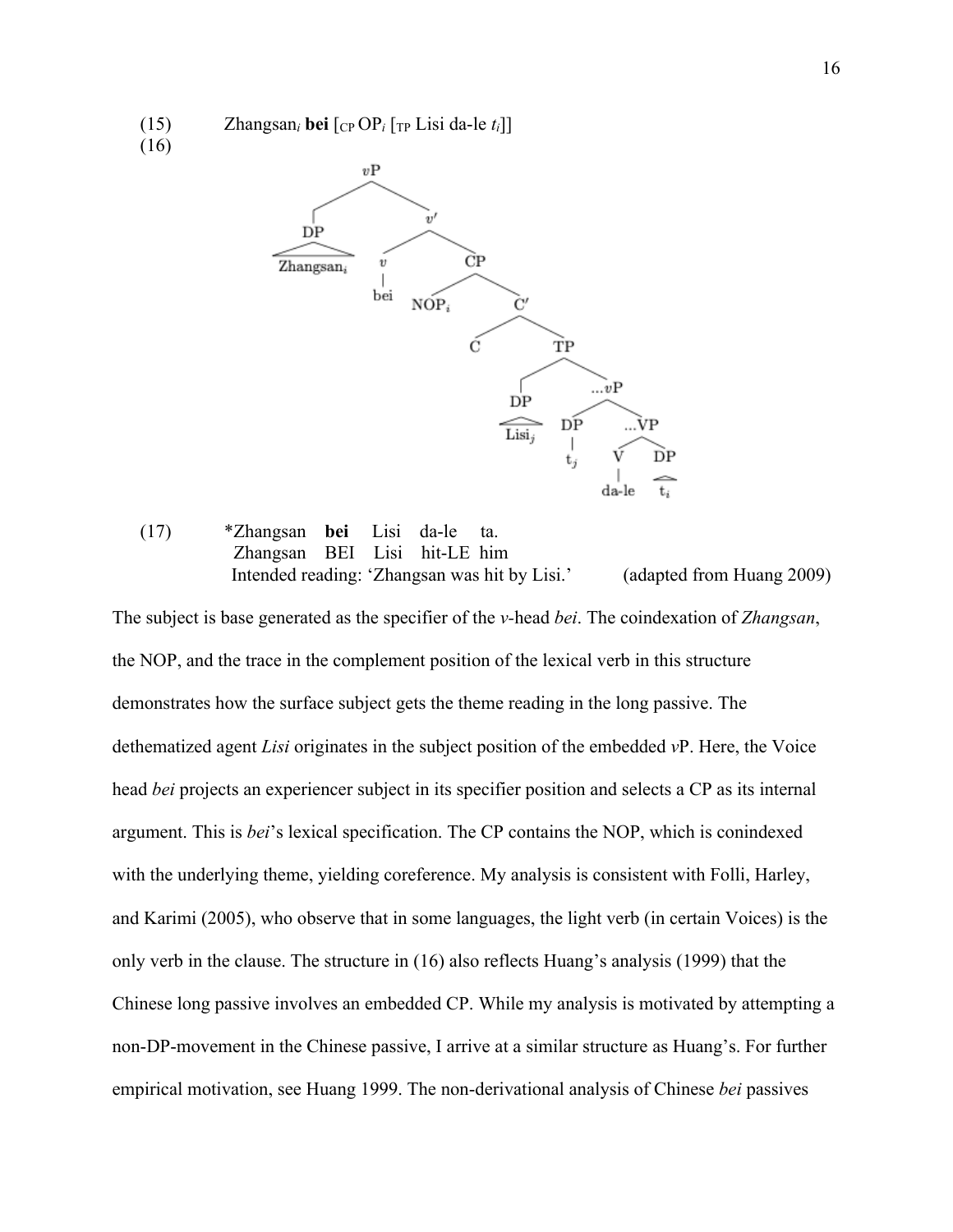(15) Zhangsan$_i$ **bei** [$_{CP}$ OP$_i$ [$_{TP}$ Lisi da-le $t_i$]]

(16)

```
[vP [DP Zhangsan_i] [v' [v bei] [CP NOP_i [C' C [TP [DP Lisi_j] [...vP [DP t_j] [...VP [V da-le] [DP t_i]]]]]]]]
```

(17) \*Zhangsan **bei** Lisi da-le ta.
 Zhangsan BEI Lisi hit-LE him
 Intended reading: 'Zhangsan was hit by Lisi.' (adapted from Huang 2009)

The subject is base generated as the specifier of the *v*-head *bei*. The coindexation of *Zhangsan*, the NOP, and the trace in the complement position of the lexical verb in this structure demonstrates how the surface subject gets the theme reading in the long passive. The dethematized agent *Lisi* originates in the subject position of the embedded *v*P. Here, the Voice head *bei* projects an experiencer subject in its specifier position and selects a CP as its internal argument. This is *bei*'s lexical specification. The CP contains the NOP, which is conindexed with the underlying theme, yielding coreference. My analysis is consistent with Folli, Harley, and Karimi (2005), who observe that in some languages, the light verb (in certain Voices) is the only verb in the clause. The structure in (16) also reflects Huang's analysis (1999) that the Chinese long passive involves an embedded CP. While my analysis is motivated by attempting a non-DP-movement in the Chinese passive, I arrive at a similar structure as Huang's. For further empirical motivation, see Huang 1999. The non-derivational analysis of Chinese *bei* passives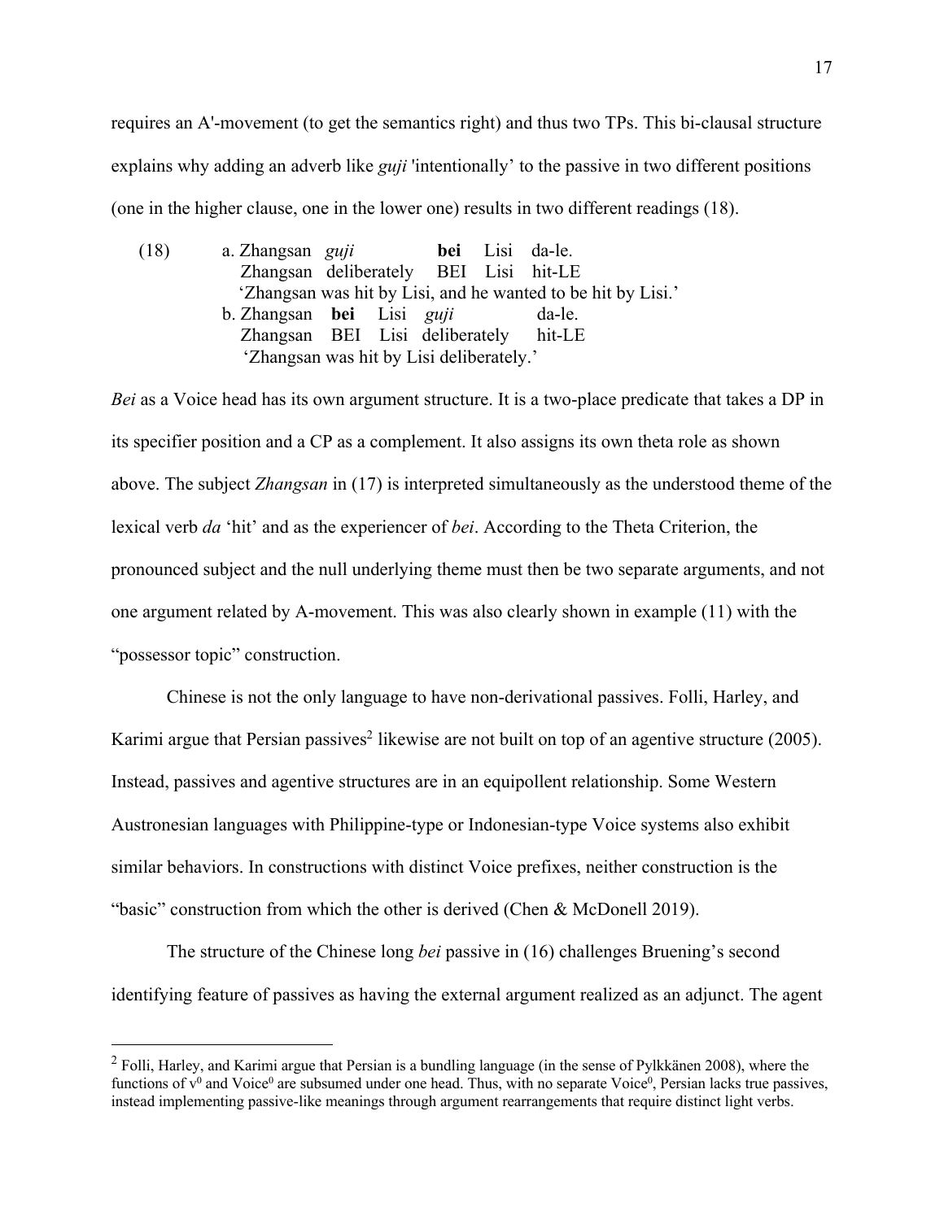requires an A'-movement (to get the semantics right) and thus two TPs. This bi-clausal structure explains why adding an adverb like *guji* 'intentionally' to the passive in two different positions (one in the higher clause, one in the lower one) results in two different readings (18).

(18) a. Zhangsan *guji* **bei** Lisi da-le.
   Zhangsan deliberately BEI Lisi hit-LE
   'Zhangsan was hit by Lisi, and he wanted to be hit by Lisi.'
  b. Zhangsan **bei** Lisi *guji* da-le.
   Zhangsan BEI Lisi deliberately hit-LE
   'Zhangsan was hit by Lisi deliberately.'

*Bei* as a Voice head has its own argument structure. It is a two-place predicate that takes a DP in its specifier position and a CP as a complement. It also assigns its own theta role as shown above. The subject *Zhangsan* in (17) is interpreted simultaneously as the understood theme of the lexical verb *da* 'hit' and as the experiencer of *bei*. According to the Theta Criterion, the pronounced subject and the null underlying theme must then be two separate arguments, and not one argument related by A-movement. This was also clearly shown in example (11) with the "possessor topic" construction.

Chinese is not the only language to have non-derivational passives. Folli, Harley, and Karimi argue that Persian passives[2] likewise are not built on top of an agentive structure (2005). Instead, passives and agentive structures are in an equipollent relationship. Some Western Austronesian languages with Philippine-type or Indonesian-type Voice systems also exhibit similar behaviors. In constructions with distinct Voice prefixes, neither construction is the "basic" construction from which the other is derived (Chen & McDonell 2019).

The structure of the Chinese long *bei* passive in (16) challenges Bruening's second identifying feature of passives as having the external argument realized as an adjunct. The agent

[2] Folli, Harley, and Karimi argue that Persian is a bundling language (in the sense of Pylkkänen 2008), where the functions of $v^0$ and Voice$^0$ are subsumed under one head. Thus, with no separate Voice$^0$, Persian lacks true passives, instead implementing passive-like meanings through argument rearrangements that require distinct light verbs.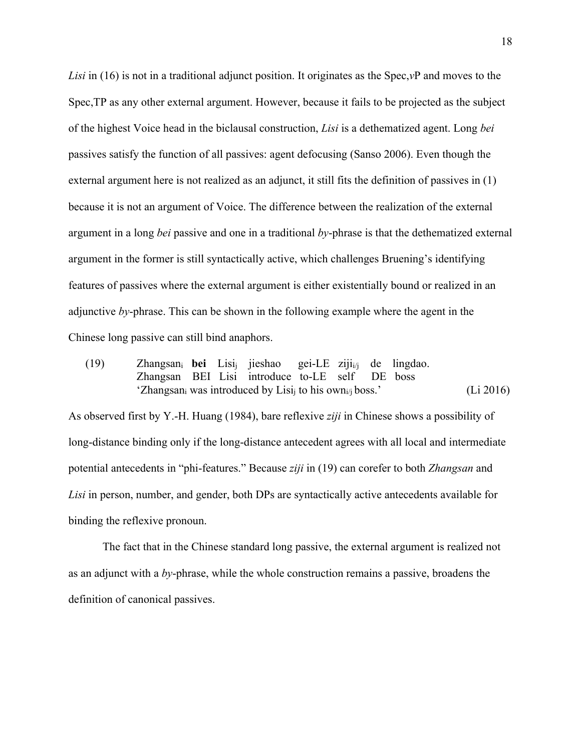*Lisi* in (16) is not in a traditional adjunct position. It originates as the Spec,*v*P and moves to the Spec,TP as any other external argument. However, because it fails to be projected as the subject of the highest Voice head in the biclausal construction, *Lisi* is a dethematized agent. Long *bei* passives satisfy the function of all passives: agent defocusing (Sanso 2006). Even though the external argument here is not realized as an adjunct, it still fits the definition of passives in (1) because it is not an argument of Voice. The difference between the realization of the external argument in a long *bei* passive and one in a traditional *by*-phrase is that the dethematized external argument in the former is still syntactically active, which challenges Bruening's identifying features of passives where the external argument is either existentially bound or realized in an adjunctive *by*-phrase. This can be shown in the following example where the agent in the Chinese long passive can still bind anaphors.

(19) Zhangsan$_i$ **bei** Lisi$_j$ jieshao gei-LE ziji$_{i/j}$ de lingdao.
Zhangsan BEI Lisi introduce to-LE self DE boss
'Zhangsan$_i$ was introduced by Lisi$_j$ to his own$_{i/j}$ boss.' (Li 2016)

As observed first by Y.-H. Huang (1984), bare reflexive *ziji* in Chinese shows a possibility of long-distance binding only if the long-distance antecedent agrees with all local and intermediate potential antecedents in "phi-features." Because *ziji* in (19) can corefer to both *Zhangsan* and *Lisi* in person, number, and gender, both DPs are syntactically active antecedents available for binding the reflexive pronoun.

The fact that in the Chinese standard long passive, the external argument is realized not as an adjunct with a *by*-phrase, while the whole construction remains a passive, broadens the definition of canonical passives.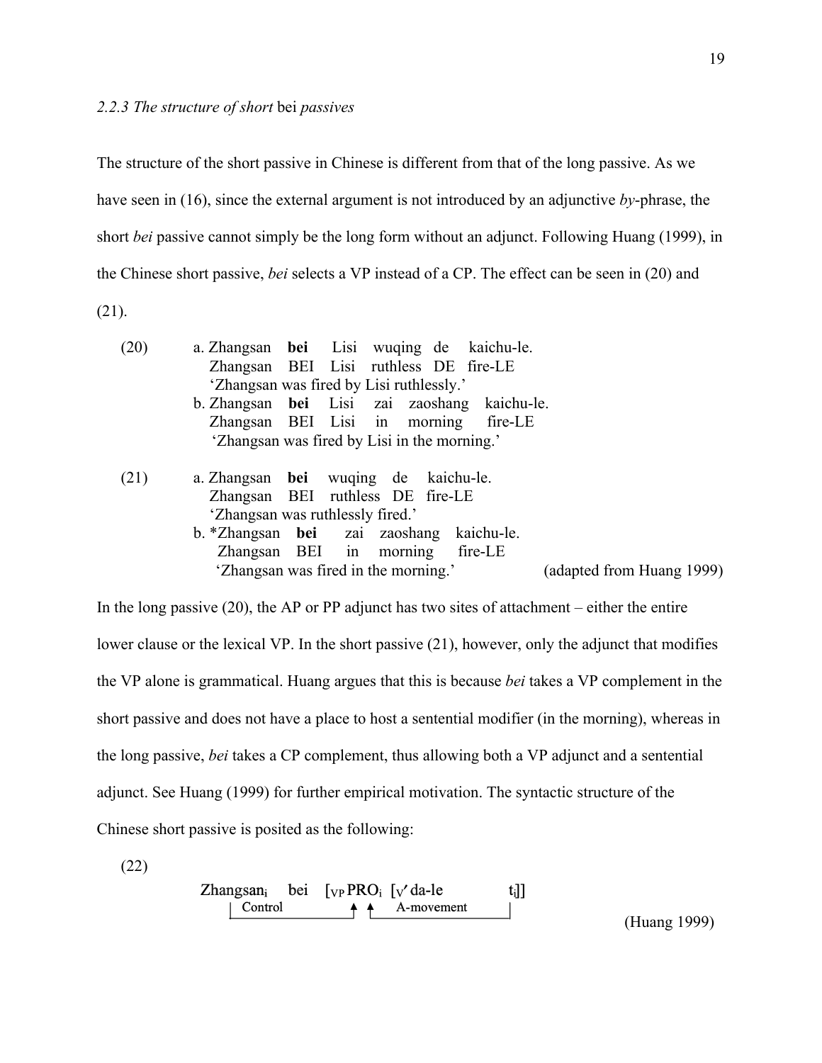*2.2.3 The structure of short* bei *passives*

The structure of the short passive in Chinese is different from that of the long passive. As we have seen in (16), since the external argument is not introduced by an adjunctive *by*-phrase, the short *bei* passive cannot simply be the long form without an adjunct. Following Huang (1999), in the Chinese short passive, *bei* selects a VP instead of a CP. The effect can be seen in (20) and (21).

(20) a. Zhangsan **bei** Lisi wuqing de kaichu-le.
  Zhangsan BEI Lisi ruthless DE fire-LE
  'Zhangsan was fired by Lisi ruthlessly.'
 b. Zhangsan **bei** Lisi zai zaoshang kaichu-le.
  Zhangsan BEI Lisi in morning fire-LE
  'Zhangsan was fired by Lisi in the morning.'

(21) a. Zhangsan **bei** wuqing de kaichu-le.
  Zhangsan BEI ruthless DE fire-LE
  'Zhangsan was ruthlessly fired.'
 b. *Zhangsan **bei** zai zaoshang kaichu-le.
  Zhangsan BEI in morning fire-LE
  'Zhangsan was fired in the morning.' (adapted from Huang 1999)

In the long passive (20), the AP or PP adjunct has two sites of attachment – either the entire lower clause or the lexical VP. In the short passive (21), however, only the adjunct that modifies the VP alone is grammatical. Huang argues that this is because *bei* takes a VP complement in the short passive and does not have a place to host a sentential modifier (in the morning), whereas in the long passive, *bei* takes a CP complement, thus allowing both a VP adjunct and a sentential adjunct. See Huang (1999) for further empirical motivation. The syntactic structure of the Chinese short passive is posited as the following:

(22)

Zhangsan$_i$ bei [$_{VP}$ PRO$_i$ [$_{V'}$ da-le t$_i$]]

(Control: Zhangsan$_i$ → PRO$_i$; A-movement: t$_i$ → PRO$_i$)

(Huang 1999)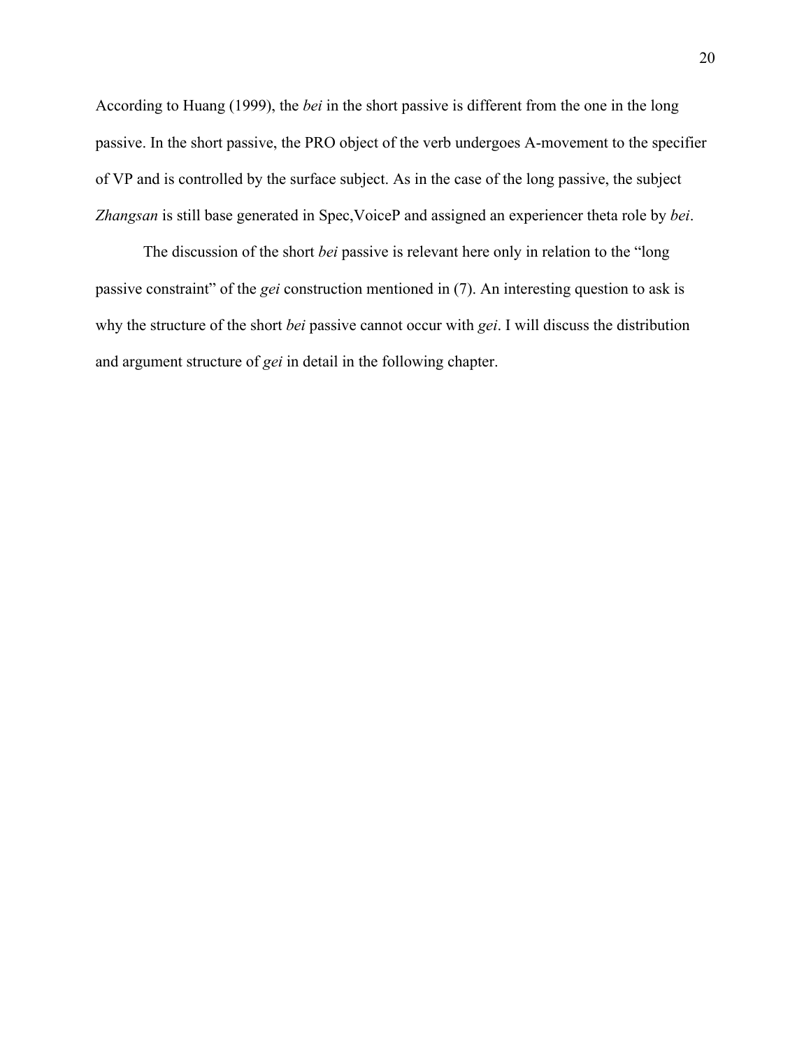According to Huang (1999), the *bei* in the short passive is different from the one in the long passive. In the short passive, the PRO object of the verb undergoes A-movement to the specifier of VP and is controlled by the surface subject. As in the case of the long passive, the subject *Zhangsan* is still base generated in Spec,VoiceP and assigned an experiencer theta role by *bei*.

The discussion of the short *bei* passive is relevant here only in relation to the "long passive constraint" of the *gei* construction mentioned in (7). An interesting question to ask is why the structure of the short *bei* passive cannot occur with *gei*. I will discuss the distribution and argument structure of *gei* in detail in the following chapter.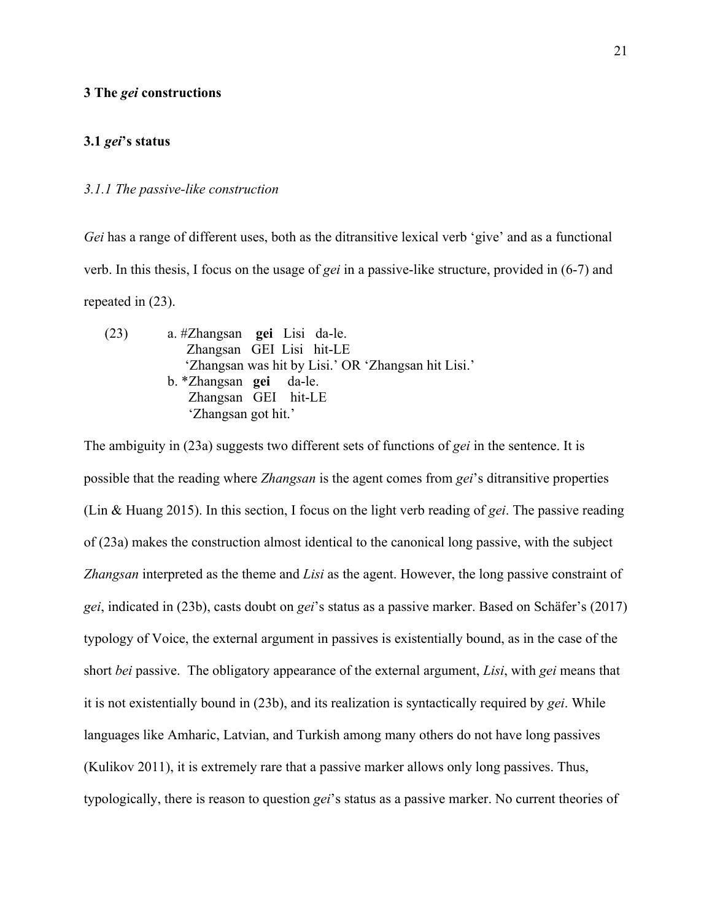## 3 The *gei* constructions

### 3.1 *gei*'s status

#### *3.1.1 The passive-like construction*

*Gei* has a range of different uses, both as the ditransitive lexical verb 'give' and as a functional verb. In this thesis, I focus on the usage of *gei* in a passive-like structure, provided in (6-7) and repeated in (23).

(23) a. #Zhangsan **gei** Lisi da-le.
 Zhangsan GEI Lisi hit-LE
 'Zhangsan was hit by Lisi.' OR 'Zhangsan hit Lisi.'

b. *Zhangsan **gei** da-le.
 Zhangsan GEI hit-LE
 'Zhangsan got hit.'

The ambiguity in (23a) suggests two different sets of functions of *gei* in the sentence. It is possible that the reading where *Zhangsan* is the agent comes from *gei*'s ditransitive properties (Lin & Huang 2015). In this section, I focus on the light verb reading of *gei*. The passive reading of (23a) makes the construction almost identical to the canonical long passive, with the subject *Zhangsan* interpreted as the theme and *Lisi* as the agent. However, the long passive constraint of *gei*, indicated in (23b), casts doubt on *gei*'s status as a passive marker. Based on Schäfer's (2017) typology of Voice, the external argument in passives is existentially bound, as in the case of the short *bei* passive. The obligatory appearance of the external argument, *Lisi*, with *gei* means that it is not existentially bound in (23b), and its realization is syntactically required by *gei*. While languages like Amharic, Latvian, and Turkish among many others do not have long passives (Kulikov 2011), it is extremely rare that a passive marker allows only long passives. Thus, typologically, there is reason to question *gei*'s status as a passive marker. No current theories of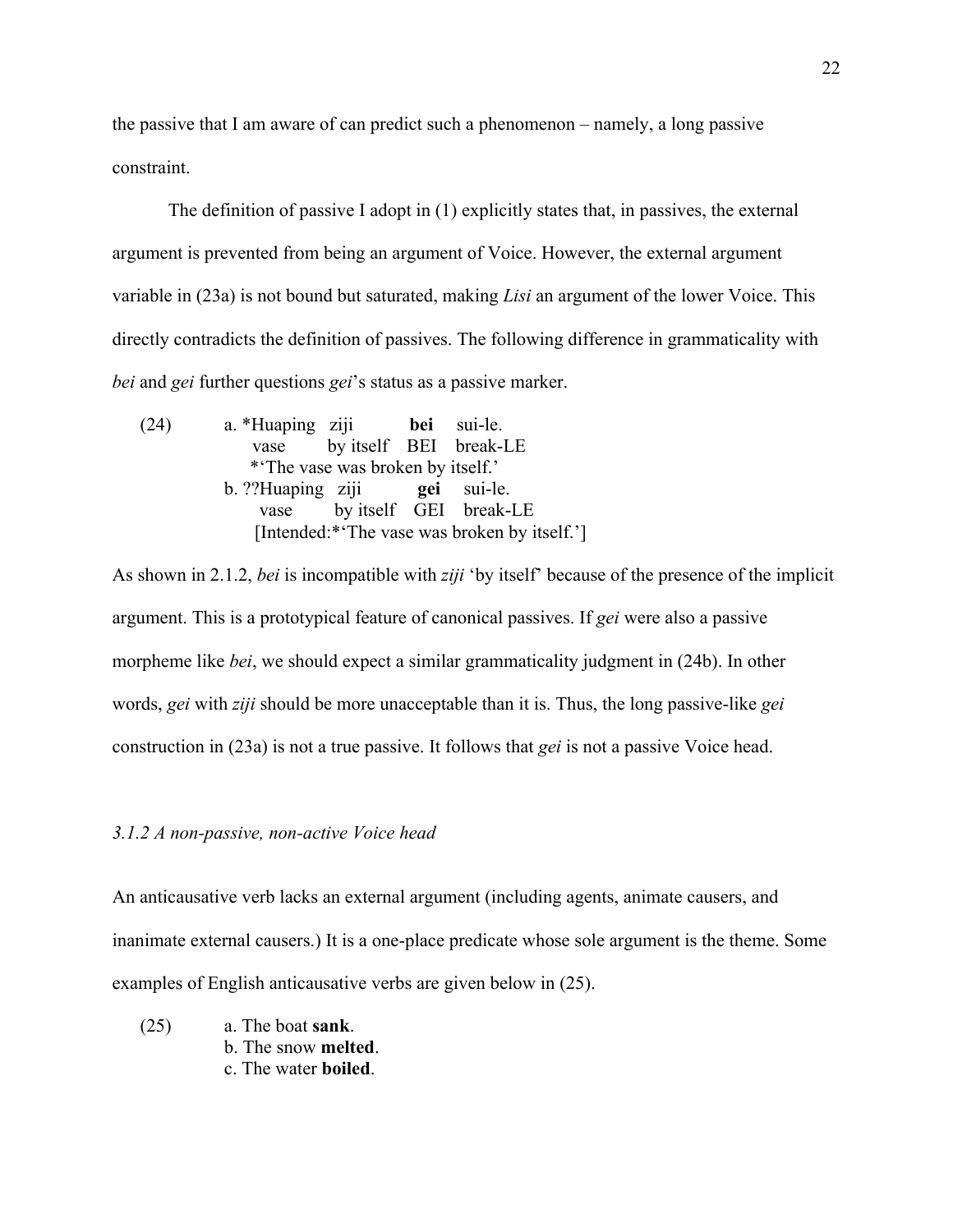the passive that I am aware of can predict such a phenomenon – namely, a long passive constraint.

The definition of passive I adopt in (1) explicitly states that, in passives, the external argument is prevented from being an argument of Voice. However, the external argument variable in (23a) is not bound but saturated, making *Lisi* an argument of the lower Voice. This directly contradicts the definition of passives. The following difference in grammaticality with *bei* and *gei* further questions *gei*'s status as a passive marker.

(24) a. *Huaping ziji **bei** sui-le.
   vase by itself BEI break-LE
   *'The vase was broken by itself.'
  b. ??Huaping ziji **gei** sui-le.
   vase by itself GEI break-LE
   [Intended:*'The vase was broken by itself.']

As shown in 2.1.2, *bei* is incompatible with *ziji* 'by itself' because of the presence of the implicit argument. This is a prototypical feature of canonical passives. If *gei* were also a passive morpheme like *bei*, we should expect a similar grammaticality judgment in (24b). In other words, *gei* with *ziji* should be more unacceptable than it is. Thus, the long passive-like *gei* construction in (23a) is not a true passive. It follows that *gei* is not a passive Voice head.

### *3.1.2 A non-passive, non-active Voice head*

An anticausative verb lacks an external argument (including agents, animate causers, and inanimate external causers.) It is a one-place predicate whose sole argument is the theme. Some examples of English anticausative verbs are given below in (25).

(25) a. The boat **sank**.
  b. The snow **melted**.
  c. The water **boiled**.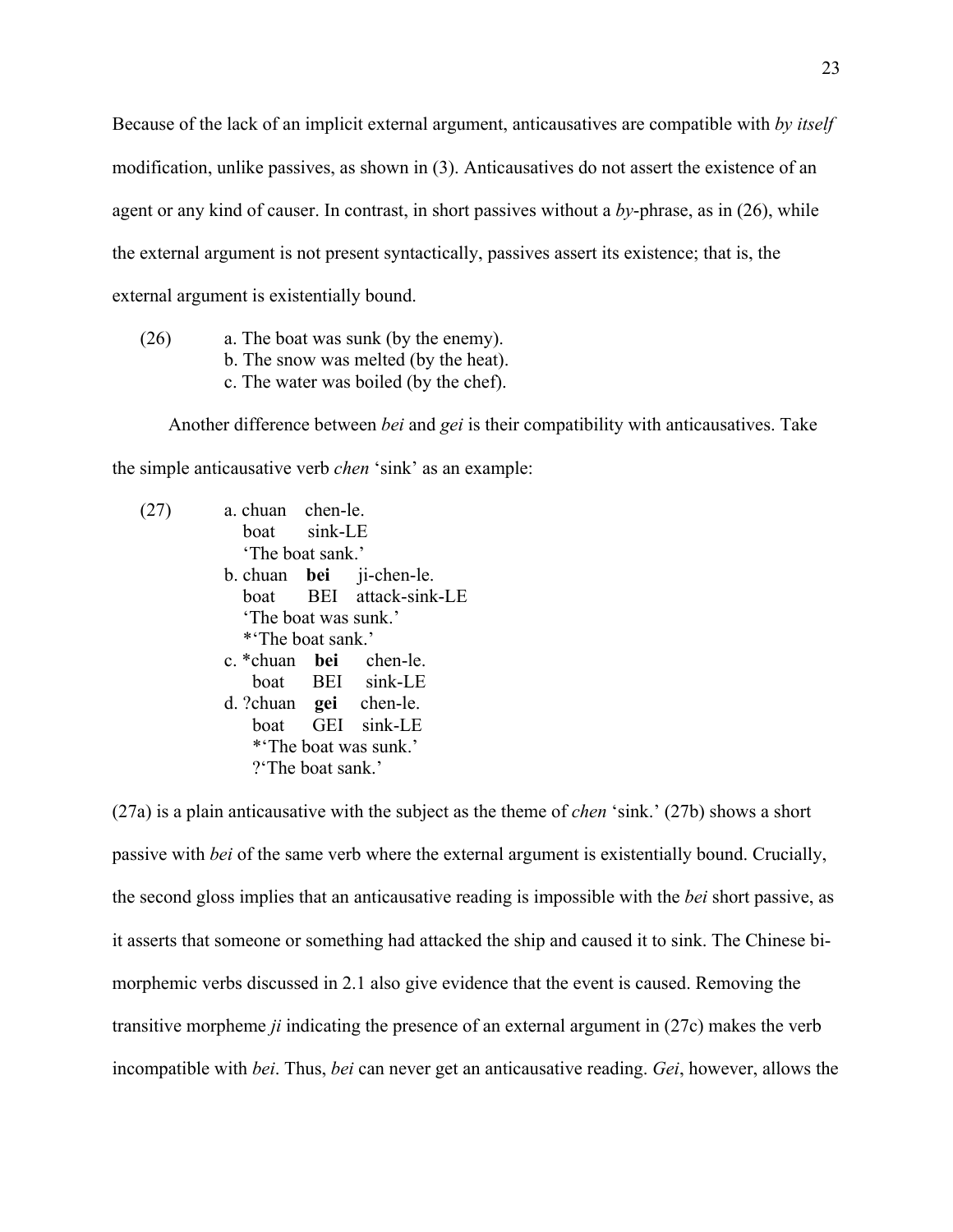Because of the lack of an implicit external argument, anticausatives are compatible with *by itself* modification, unlike passives, as shown in (3). Anticausatives do not assert the existence of an agent or any kind of causer. In contrast, in short passives without a *by*-phrase, as in (26), while the external argument is not present syntactically, passives assert its existence; that is, the external argument is existentially bound.

(26) a. The boat was sunk (by the enemy).
b. The snow was melted (by the heat).
c. The water was boiled (by the chef).

Another difference between *bei* and *gei* is their compatibility with anticausatives. Take the simple anticausative verb *chen* 'sink' as an example:

(27) a. chuan chen-le.
boat sink-LE
'The boat sank.'
b. chuan **bei** ji-chen-le.
boat BEI attack-sink-LE
'The boat was sunk.'
*'The boat sank.'
c. *chuan **bei** chen-le.
boat BEI sink-LE
d. ?chuan **gei** chen-le.
boat GEI sink-LE
*'The boat was sunk.'
?'The boat sank.'

(27a) is a plain anticausative with the subject as the theme of *chen* 'sink.' (27b) shows a short passive with *bei* of the same verb where the external argument is existentially bound. Crucially, the second gloss implies that an anticausative reading is impossible with the *bei* short passive, as it asserts that someone or something had attacked the ship and caused it to sink. The Chinese bi-morphemic verbs discussed in 2.1 also give evidence that the event is caused. Removing the transitive morpheme *ji* indicating the presence of an external argument in (27c) makes the verb incompatible with *bei*. Thus, *bei* can never get an anticausative reading. *Gei*, however, allows the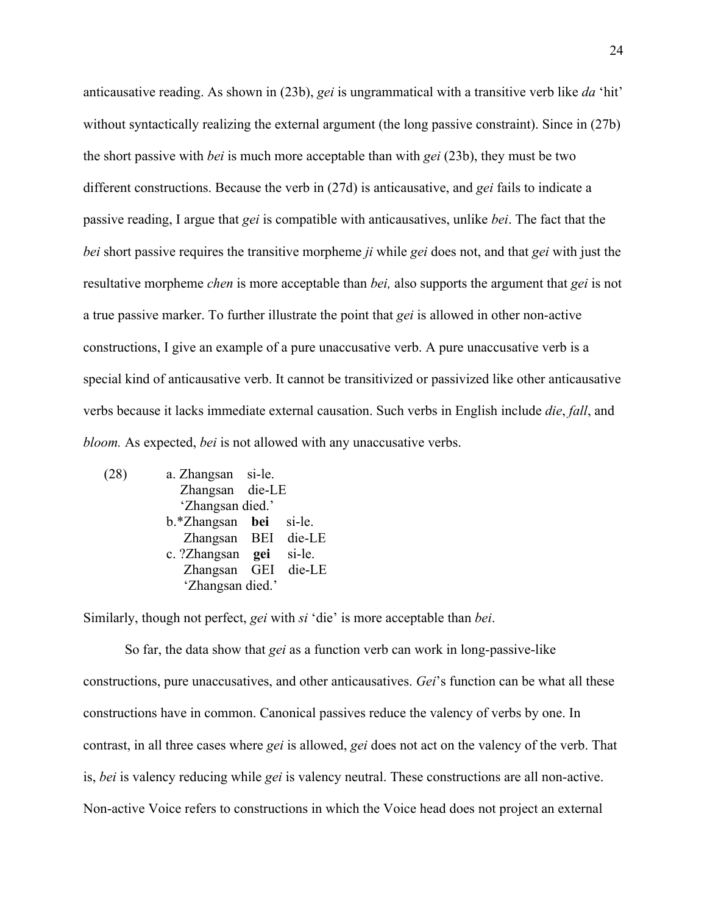anticausative reading. As shown in (23b), *gei* is ungrammatical with a transitive verb like *da* 'hit' without syntactically realizing the external argument (the long passive constraint). Since in (27b) the short passive with *bei* is much more acceptable than with *gei* (23b), they must be two different constructions. Because the verb in (27d) is anticausative, and *gei* fails to indicate a passive reading, I argue that *gei* is compatible with anticausatives, unlike *bei*. The fact that the *bei* short passive requires the transitive morpheme *ji* while *gei* does not, and that *gei* with just the resultative morpheme *chen* is more acceptable than *bei,* also supports the argument that *gei* is not a true passive marker. To further illustrate the point that *gei* is allowed in other non-active constructions, I give an example of a pure unaccusative verb. A pure unaccusative verb is a special kind of anticausative verb. It cannot be transitivized or passivized like other anticausative verbs because it lacks immediate external causation. Such verbs in English include *die*, *fall*, and *bloom.* As expected, *bei* is not allowed with any unaccusative verbs.

(28) a. Zhangsan si-le.  
    Zhangsan die-LE  
    'Zhangsan died.'  
  b. *Zhangsan **bei** si-le.  
    Zhangsan BEI die-LE  
  c. ?Zhangsan **gei** si-le.  
    Zhangsan GEI die-LE  
    'Zhangsan died.'

Similarly, though not perfect, *gei* with *si* 'die' is more acceptable than *bei*.

So far, the data show that *gei* as a function verb can work in long-passive-like constructions, pure unaccusatives, and other anticausatives. *Gei*'s function can be what all these constructions have in common. Canonical passives reduce the valency of verbs by one. In contrast, in all three cases where *gei* is allowed, *gei* does not act on the valency of the verb. That is, *bei* is valency reducing while *gei* is valency neutral. These constructions are all non-active. Non-active Voice refers to constructions in which the Voice head does not project an external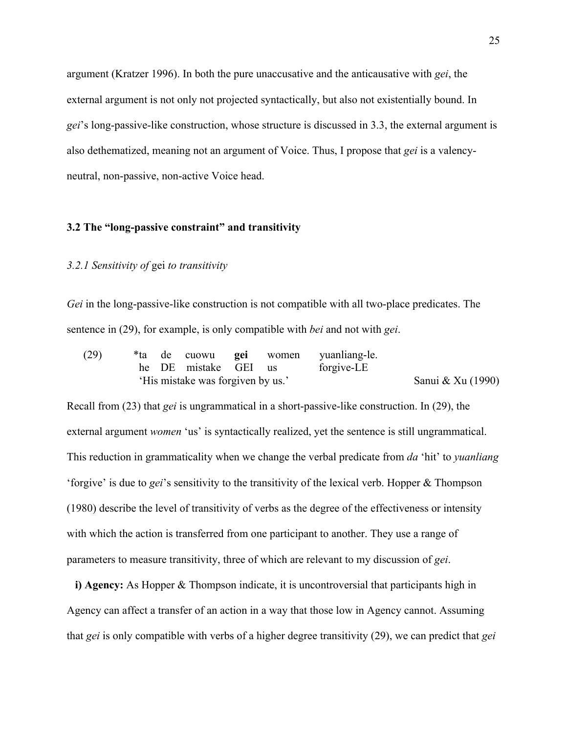argument (Kratzer 1996). In both the pure unaccusative and the anticausative with *gei*, the external argument is not only not projected syntactically, but also not existentially bound. In *gei*'s long-passive-like construction, whose structure is discussed in 3.3, the external argument is also dethematized, meaning not an argument of Voice. Thus, I propose that *gei* is a valency-neutral, non-passive, non-active Voice head.

### 3.2 The "long-passive constraint" and transitivity

#### *3.2.1 Sensitivity of* gei *to transitivity*

*Gei* in the long-passive-like construction is not compatible with all two-place predicates. The sentence in (29), for example, is only compatible with *bei* and not with *gei*.

```
(29)    *ta   de   cuowu     gei    women    yuanliang-le.
         he   DE   mistake   GEI    us       forgive-LE
         'His mistake was forgiven by us.'                    Sanui & Xu (1990)
```

Recall from (23) that *gei* is ungrammatical in a short-passive-like construction. In (29), the external argument *women* 'us' is syntactically realized, yet the sentence is still ungrammatical. This reduction in grammaticality when we change the verbal predicate from *da* 'hit' to *yuanliang* 'forgive' is due to *gei*'s sensitivity to the transitivity of the lexical verb. Hopper & Thompson (1980) describe the level of transitivity of verbs as the degree of the effectiveness or intensity with which the action is transferred from one participant to another. They use a range of parameters to measure transitivity, three of which are relevant to my discussion of *gei*.

**i) Agency:** As Hopper & Thompson indicate, it is uncontroversial that participants high in Agency can affect a transfer of an action in a way that those low in Agency cannot. Assuming that *gei* is only compatible with verbs of a higher degree transitivity (29), we can predict that *gei*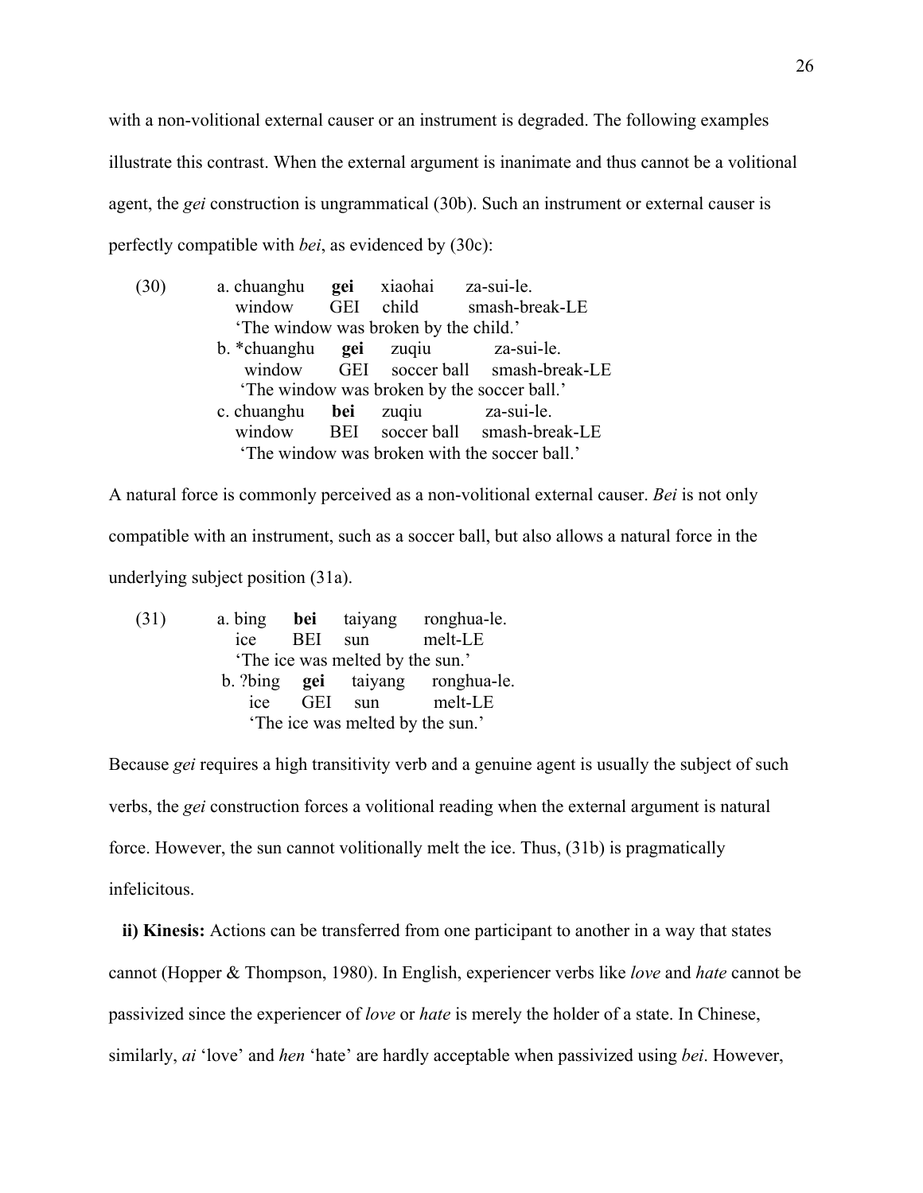with a non-volitional external causer or an instrument is degraded. The following examples illustrate this contrast. When the external argument is inanimate and thus cannot be a volitional agent, the *gei* construction is ungrammatical (30b). Such an instrument or external causer is perfectly compatible with *bei*, as evidenced by (30c):

```
(30)    a. chuanghu    gei    xiaohai      za-sui-le.
           window      GEI    child        smash-break-LE
           'The window was broken by the child.'
        b. *chuanghu   gei    zuqiu        za-sui-le.
            window     GEI    soccer ball  smash-break-LE
            'The window was broken by the soccer ball.'
        c. chuanghu    bei    zuqiu        za-sui-le.
           window      BEI    soccer ball  smash-break-LE
            'The window was broken with the soccer ball.'
```

A natural force is commonly perceived as a non-volitional external causer. *Bei* is not only compatible with an instrument, such as a soccer ball, but also allows a natural force in the underlying subject position (31a).

```
(31)    a. bing    bei    taiyang    ronghua-le.
           ice     BEI    sun        melt-LE
           'The ice was melted by the sun.'
        b. ?bing   gei    taiyang    ronghua-le.
            ice    GEI    sun        melt-LE
            'The ice was melted by the sun.'
```

Because *gei* requires a high transitivity verb and a genuine agent is usually the subject of such verbs, the *gei* construction forces a volitional reading when the external argument is natural force. However, the sun cannot volitionally melt the ice. Thus, (31b) is pragmatically infelicitous.

**ii) Kinesis:** Actions can be transferred from one participant to another in a way that states cannot (Hopper & Thompson, 1980). In English, experiencer verbs like *love* and *hate* cannot be passivized since the experiencer of *love* or *hate* is merely the holder of a state. In Chinese, similarly, *ai* 'love' and *hen* 'hate' are hardly acceptable when passivized using *bei*. However,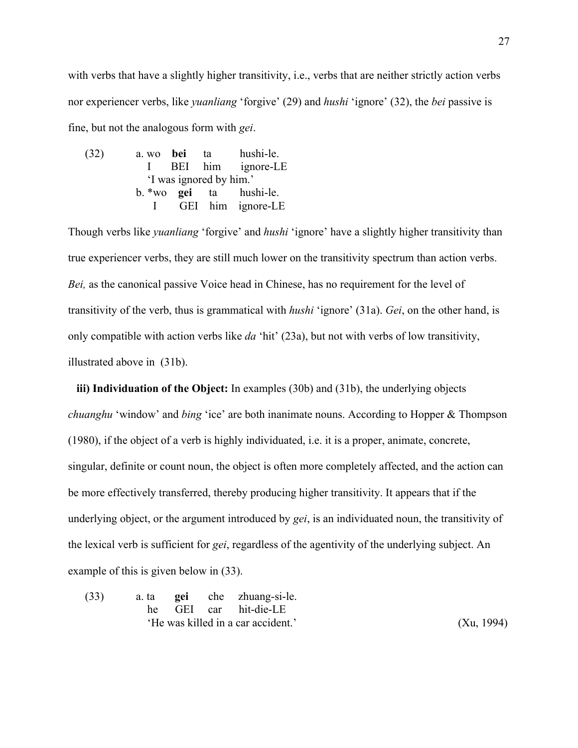with verbs that have a slightly higher transitivity, i.e., verbs that are neither strictly action verbs nor experiencer verbs, like *yuanliang* 'forgive' (29) and *hushi* 'ignore' (32), the *bei* passive is fine, but not the analogous form with *gei*.

```
(32)    a. wo   bei   ta    hushi-le.
           I    BEI   him   ignore-LE
           'I was ignored by him.'
        b. *wo  gei   ta    hushi-le.
            I   GEI   him   ignore-LE
```

Though verbs like *yuanliang* 'forgive' and *hushi* 'ignore' have a slightly higher transitivity than true experiencer verbs, they are still much lower on the transitivity spectrum than action verbs. *Bei,* as the canonical passive Voice head in Chinese, has no requirement for the level of transitivity of the verb, thus is grammatical with *hushi* 'ignore' (31a). *Gei*, on the other hand, is only compatible with action verbs like *da* 'hit' (23a), but not with verbs of low transitivity, illustrated above in (31b).

**iii) Individuation of the Object:** In examples (30b) and (31b), the underlying objects *chuanghu* 'window' and *bing* 'ice' are both inanimate nouns. According to Hopper & Thompson (1980), if the object of a verb is highly individuated, i.e. it is a proper, animate, concrete, singular, definite or count noun, the object is often more completely affected, and the action can be more effectively transferred, thereby producing higher transitivity. It appears that if the underlying object, or the argument introduced by *gei*, is an individuated noun, the transitivity of the lexical verb is sufficient for *gei*, regardless of the agentivity of the underlying subject. An example of this is given below in (33).

```
(33)    a. ta   gei   che   zhuang-si-le.
           he   GEI   car   hit-die-LE
           'He was killed in a car accident.'                    (Xu, 1994)
```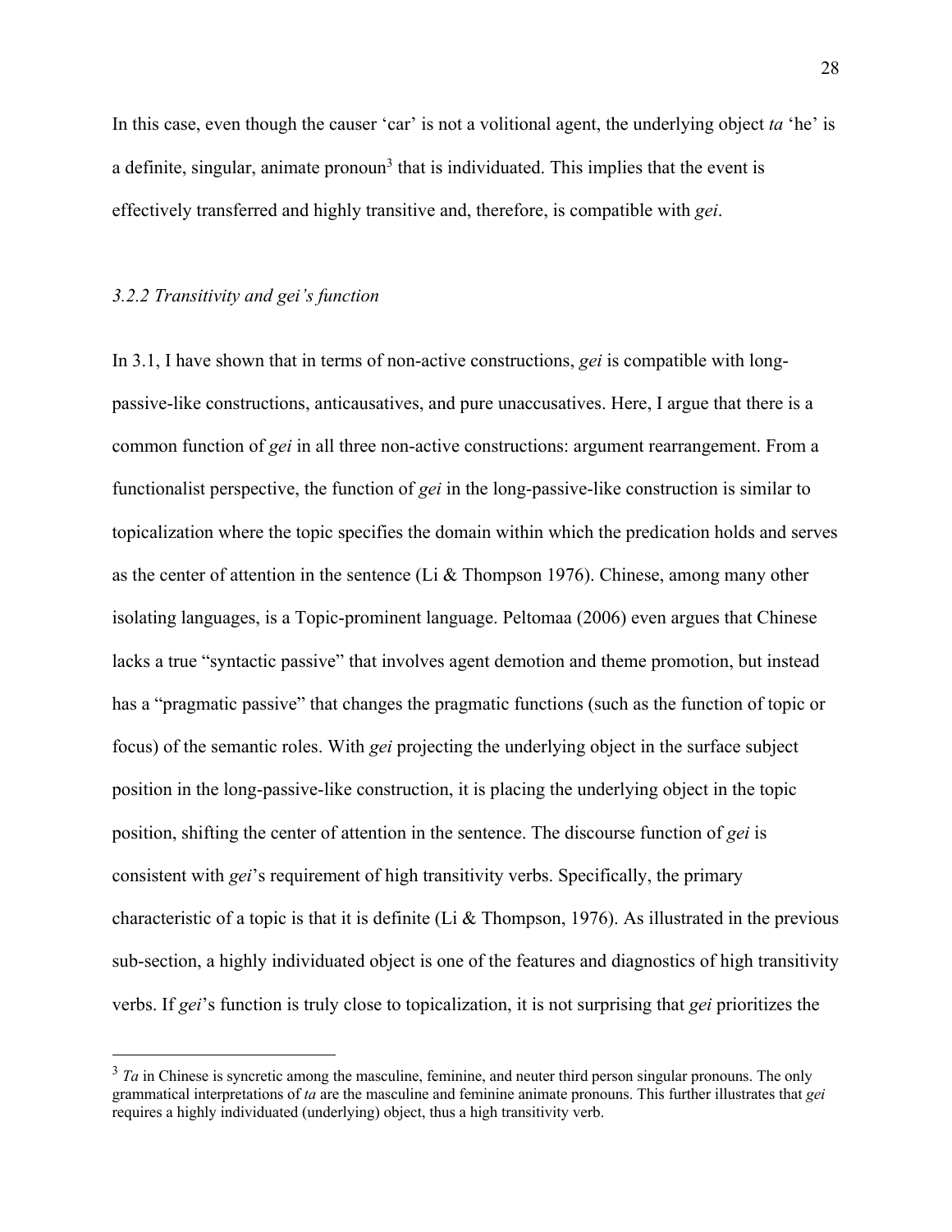In this case, even though the causer 'car' is not a volitional agent, the underlying object *ta* 'he' is a definite, singular, animate pronoun[3] that is individuated. This implies that the event is effectively transferred and highly transitive and, therefore, is compatible with *gei*.

### *3.2.2 Transitivity and gei's function*

In 3.1, I have shown that in terms of non-active constructions, *gei* is compatible with long-passive-like constructions, anticausatives, and pure unaccusatives. Here, I argue that there is a common function of *gei* in all three non-active constructions: argument rearrangement. From a functionalist perspective, the function of *gei* in the long-passive-like construction is similar to topicalization where the topic specifies the domain within which the predication holds and serves as the center of attention in the sentence (Li & Thompson 1976). Chinese, among many other isolating languages, is a Topic-prominent language. Peltomaa (2006) even argues that Chinese lacks a true "syntactic passive" that involves agent demotion and theme promotion, but instead has a "pragmatic passive" that changes the pragmatic functions (such as the function of topic or focus) of the semantic roles. With *gei* projecting the underlying object in the surface subject position in the long-passive-like construction, it is placing the underlying object in the topic position, shifting the center of attention in the sentence. The discourse function of *gei* is consistent with *gei*'s requirement of high transitivity verbs. Specifically, the primary characteristic of a topic is that it is definite (Li & Thompson, 1976). As illustrated in the previous sub-section, a highly individuated object is one of the features and diagnostics of high transitivity verbs. If *gei*'s function is truly close to topicalization, it is not surprising that *gei* prioritizes the

---

[3] *Ta* in Chinese is syncretic among the masculine, feminine, and neuter third person singular pronouns. The only grammatical interpretations of *ta* are the masculine and feminine animate pronouns. This further illustrates that *gei* requires a highly individuated (underlying) object, thus a high transitivity verb.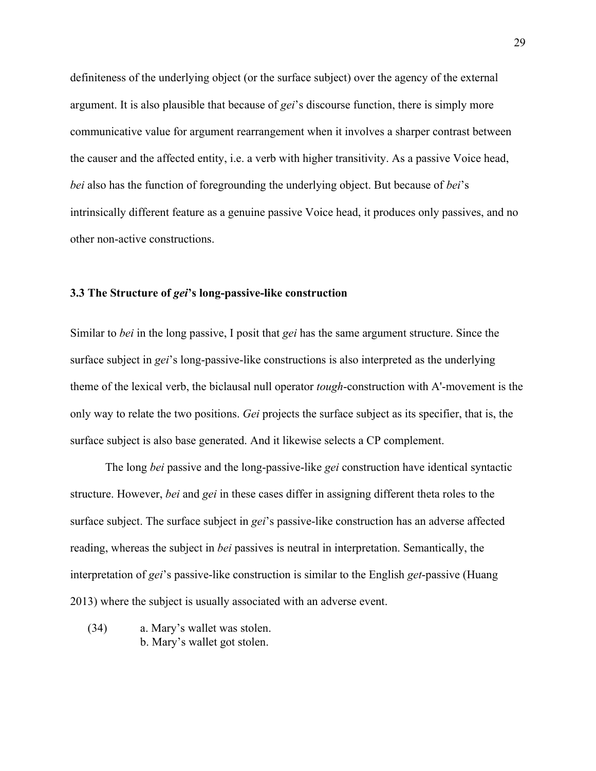definiteness of the underlying object (or the surface subject) over the agency of the external argument. It is also plausible that because of *gei*'s discourse function, there is simply more communicative value for argument rearrangement when it involves a sharper contrast between the causer and the affected entity, i.e. a verb with higher transitivity. As a passive Voice head, *bei* also has the function of foregrounding the underlying object. But because of *bei*'s intrinsically different feature as a genuine passive Voice head, it produces only passives, and no other non-active constructions.

### 3.3 The Structure of *gei*'s long-passive-like construction

Similar to *bei* in the long passive, I posit that *gei* has the same argument structure. Since the surface subject in *gei*'s long-passive-like constructions is also interpreted as the underlying theme of the lexical verb, the biclausal null operator *tough*-construction with A'-movement is the only way to relate the two positions. *Gei* projects the surface subject as its specifier, that is, the surface subject is also base generated. And it likewise selects a CP complement.

The long *bei* passive and the long-passive-like *gei* construction have identical syntactic structure. However, *bei* and *gei* in these cases differ in assigning different theta roles to the surface subject. The surface subject in *gei*'s passive-like construction has an adverse affected reading, whereas the subject in *bei* passives is neutral in interpretation. Semantically, the interpretation of *gei*'s passive-like construction is similar to the English *get*-passive (Huang 2013) where the subject is usually associated with an adverse event.

(34) a. Mary's wallet was stolen.
     b. Mary's wallet got stolen.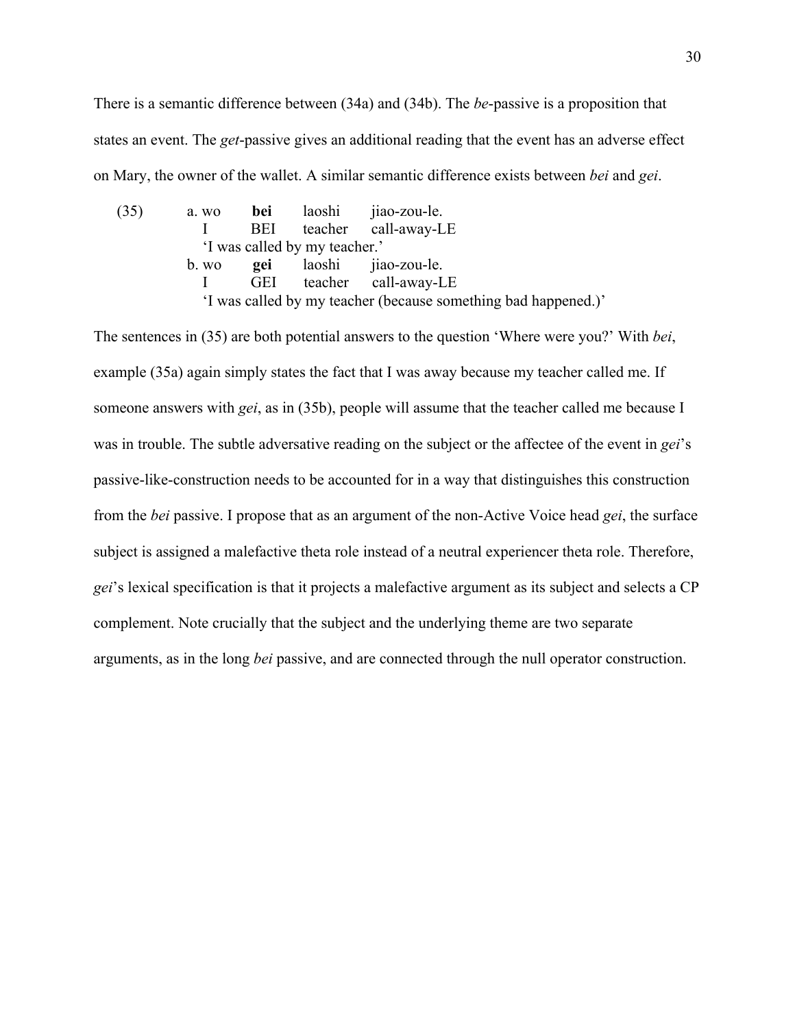There is a semantic difference between (34a) and (34b). The *be*-passive is a proposition that states an event. The *get*-passive gives an additional reading that the event has an adverse effect on Mary, the owner of the wallet. A similar semantic difference exists between *bei* and *gei*.

(35) a. wo **bei** laoshi jiao-zou-le.
  I BEI teacher call-away-LE
  'I was called by my teacher.'

 b. wo **gei** laoshi jiao-zou-le.
  I GEI teacher call-away-LE
  'I was called by my teacher (because something bad happened.)'

The sentences in (35) are both potential answers to the question 'Where were you?' With *bei*, example (35a) again simply states the fact that I was away because my teacher called me. If someone answers with *gei*, as in (35b), people will assume that the teacher called me because I was in trouble. The subtle adversative reading on the subject or the affectee of the event in *gei*'s passive-like-construction needs to be accounted for in a way that distinguishes this construction from the *bei* passive. I propose that as an argument of the non-Active Voice head *gei*, the surface subject is assigned a malefactive theta role instead of a neutral experiencer theta role. Therefore, *gei*'s lexical specification is that it projects a malefactive argument as its subject and selects a CP complement. Note crucially that the subject and the underlying theme are two separate arguments, as in the long *bei* passive, and are connected through the null operator construction.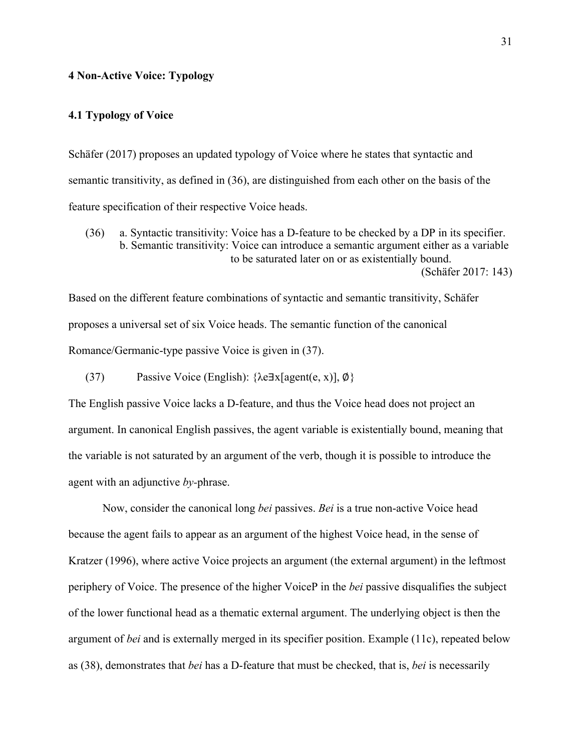## 4 Non-Active Voice: Typology

### 4.1 Typology of Voice

Schäfer (2017) proposes an updated typology of Voice where he states that syntactic and semantic transitivity, as defined in (36), are distinguished from each other on the basis of the feature specification of their respective Voice heads.

(36) a. Syntactic transitivity: Voice has a D-feature to be checked by a DP in its specifier.
b. Semantic transitivity: Voice can introduce a semantic argument either as a variable to be saturated later on or as existentially bound.
(Schäfer 2017: 143)

Based on the different feature combinations of syntactic and semantic transitivity, Schäfer proposes a universal set of six Voice heads. The semantic function of the canonical Romance/Germanic-type passive Voice is given in (37).

(37) Passive Voice (English): {λe∃x[agent(e, x)], ∅}

The English passive Voice lacks a D-feature, and thus the Voice head does not project an argument. In canonical English passives, the agent variable is existentially bound, meaning that the variable is not saturated by an argument of the verb, though it is possible to introduce the agent with an adjunctive *by*-phrase.

Now, consider the canonical long *bei* passives. *Bei* is a true non-active Voice head because the agent fails to appear as an argument of the highest Voice head, in the sense of Kratzer (1996), where active Voice projects an argument (the external argument) in the leftmost periphery of Voice. The presence of the higher VoiceP in the *bei* passive disqualifies the subject of the lower functional head as a thematic external argument. The underlying object is then the argument of *bei* and is externally merged in its specifier position. Example (11c), repeated below as (38), demonstrates that *bei* has a D-feature that must be checked, that is, *bei* is necessarily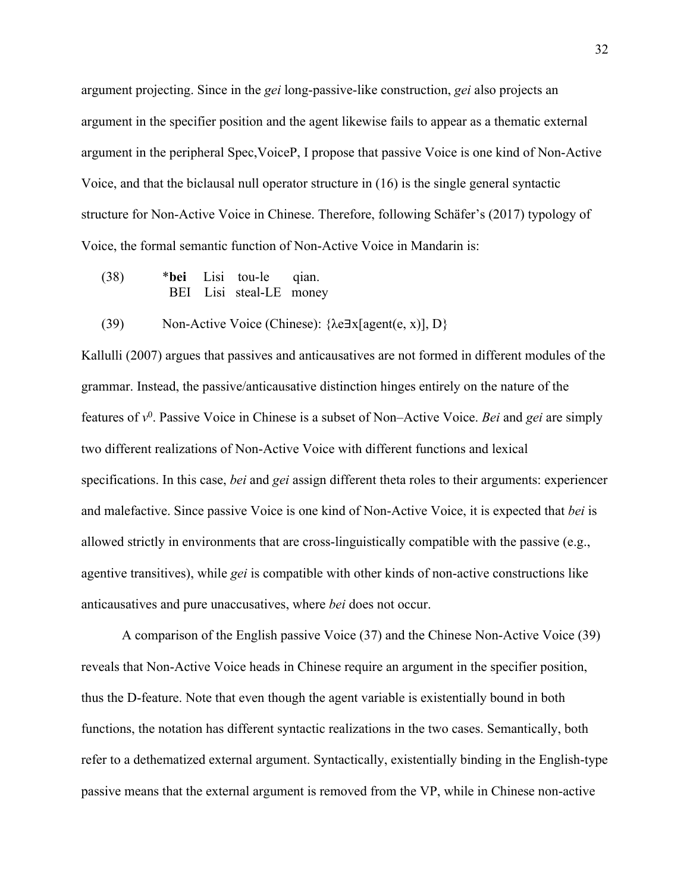argument projecting. Since in the *gei* long-passive-like construction, *gei* also projects an argument in the specifier position and the agent likewise fails to appear as a thematic external argument in the peripheral Spec,VoiceP, I propose that passive Voice is one kind of Non-Active Voice, and that the biclausal null operator structure in (16) is the single general syntactic structure for Non-Active Voice in Chinese. Therefore, following Schäfer's (2017) typology of Voice, the formal semantic function of Non-Active Voice in Mandarin is:

(38) &nbsp;&nbsp;&nbsp; \***bei** &nbsp; Lisi &nbsp; tou-le &nbsp;&nbsp; qian.
&nbsp;&nbsp;&nbsp;&nbsp;&nbsp;&nbsp;&nbsp;&nbsp;&nbsp;&nbsp;&nbsp; BEI &nbsp; Lisi &nbsp; steal-LE &nbsp; money

(39) &nbsp;&nbsp;&nbsp; Non-Active Voice (Chinese): {$\lambda e \exists x[\text{agent}(e, x)]$, D}

Kallulli (2007) argues that passives and anticausatives are not formed in different modules of the grammar. Instead, the passive/anticausative distinction hinges entirely on the nature of the features of $v^0$. Passive Voice in Chinese is a subset of Non–Active Voice. *Bei* and *gei* are simply two different realizations of Non-Active Voice with different functions and lexical specifications. In this case, *bei* and *gei* assign different theta roles to their arguments: experiencer and malefactive. Since passive Voice is one kind of Non-Active Voice, it is expected that *bei* is allowed strictly in environments that are cross-linguistically compatible with the passive (e.g., agentive transitives), while *gei* is compatible with other kinds of non-active constructions like anticausatives and pure unaccusatives, where *bei* does not occur.

A comparison of the English passive Voice (37) and the Chinese Non-Active Voice (39) reveals that Non-Active Voice heads in Chinese require an argument in the specifier position, thus the D-feature. Note that even though the agent variable is existentially bound in both functions, the notation has different syntactic realizations in the two cases. Semantically, both refer to a dethematized external argument. Syntactically, existentially binding in the English-type passive means that the external argument is removed from the VP, while in Chinese non-active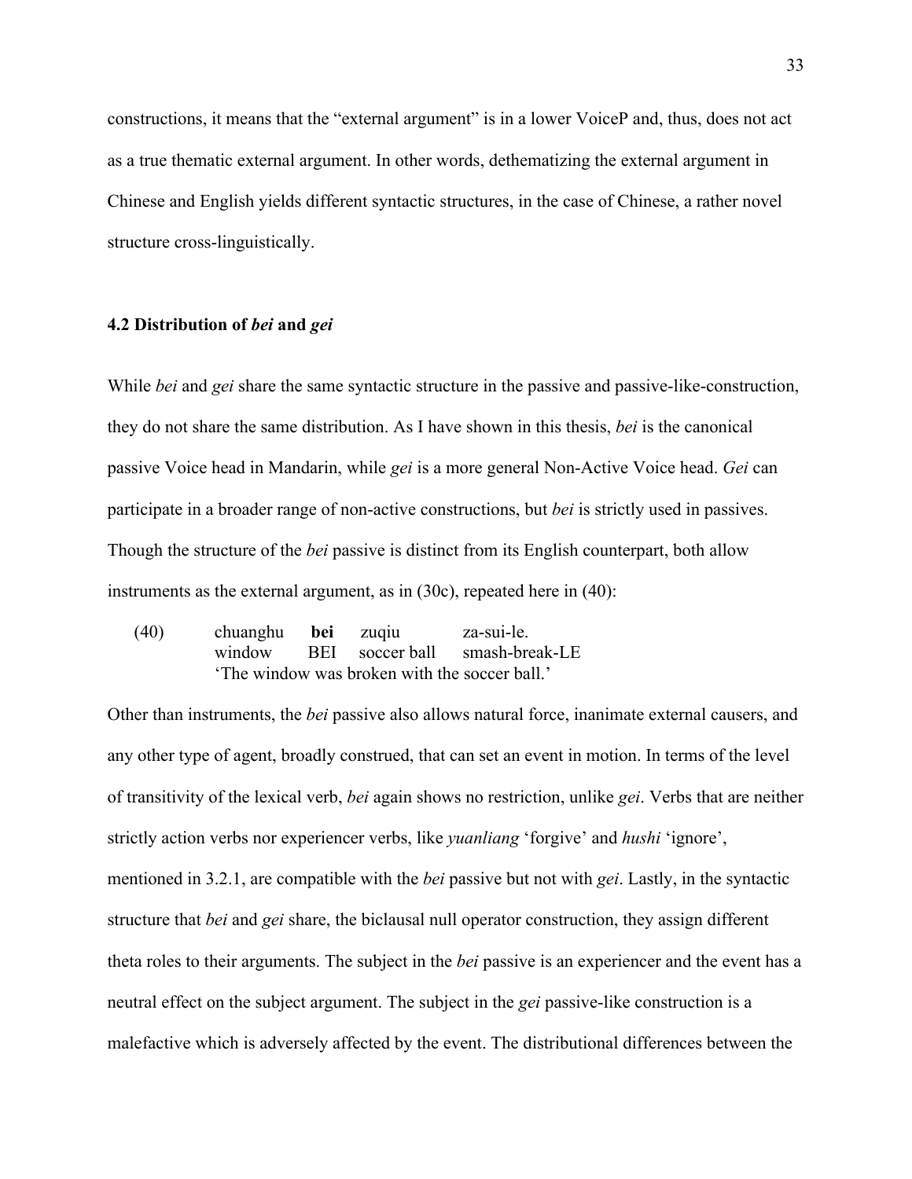constructions, it means that the "external argument" is in a lower VoiceP and, thus, does not act as a true thematic external argument. In other words, dethematizing the external argument in Chinese and English yields different syntactic structures, in the case of Chinese, a rather novel structure cross-linguistically.

## 4.2 Distribution of *bei* and *gei*

While *bei* and *gei* share the same syntactic structure in the passive and passive-like-construction, they do not share the same distribution. As I have shown in this thesis, *bei* is the canonical passive Voice head in Mandarin, while *gei* is a more general Non-Active Voice head. *Gei* can participate in a broader range of non-active constructions, but *bei* is strictly used in passives. Though the structure of the *bei* passive is distinct from its English counterpart, both allow instruments as the external argument, as in (30c), repeated here in (40):

(40) chuanghu **bei** zuqiu za-sui-le.
window BEI soccer ball smash-break-LE
'The window was broken with the soccer ball.'

Other than instruments, the *bei* passive also allows natural force, inanimate external causers, and any other type of agent, broadly construed, that can set an event in motion. In terms of the level of transitivity of the lexical verb, *bei* again shows no restriction, unlike *gei*. Verbs that are neither strictly action verbs nor experiencer verbs, like *yuanliang* 'forgive' and *hushi* 'ignore', mentioned in 3.2.1, are compatible with the *bei* passive but not with *gei*. Lastly, in the syntactic structure that *bei* and *gei* share, the biclausal null operator construction, they assign different theta roles to their arguments. The subject in the *bei* passive is an experiencer and the event has a neutral effect on the subject argument. The subject in the *gei* passive-like construction is a malefactive which is adversely affected by the event. The distributional differences between the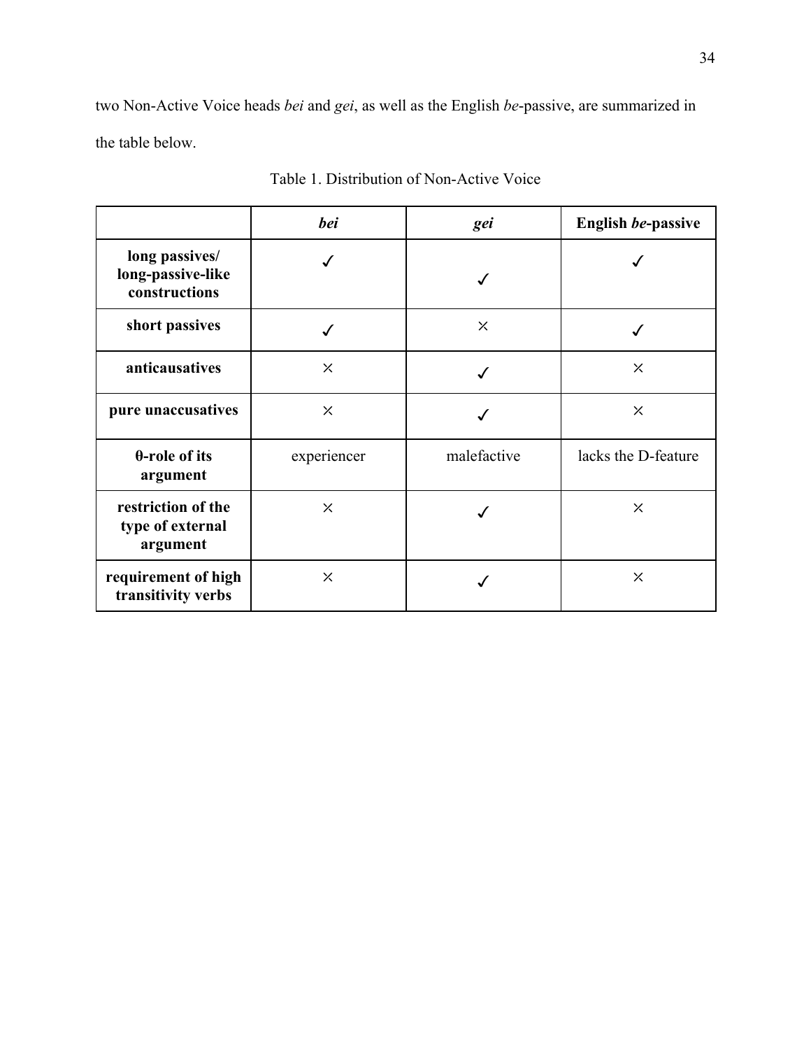two Non-Active Voice heads *bei* and *gei*, as well as the English *be*-passive, are summarized in the table below.

Table 1. Distribution of Non-Active Voice

| | ***bei*** | ***gei*** | **English *be*-passive** |
|---|---|---|---|
| **long passives/ long-passive-like constructions** | ✓ | ✓ | ✓ |
| **short passives** | ✓ | × | ✓ |
| **anticausatives** | × | ✓ | × |
| **pure unaccusatives** | × | ✓ | × |
| **θ-role of its argument** | experiencer | malefactive | lacks the D-feature |
| **restriction of the type of external argument** | × | ✓ | × |
| **requirement of high transitivity verbs** | × | ✓ | × |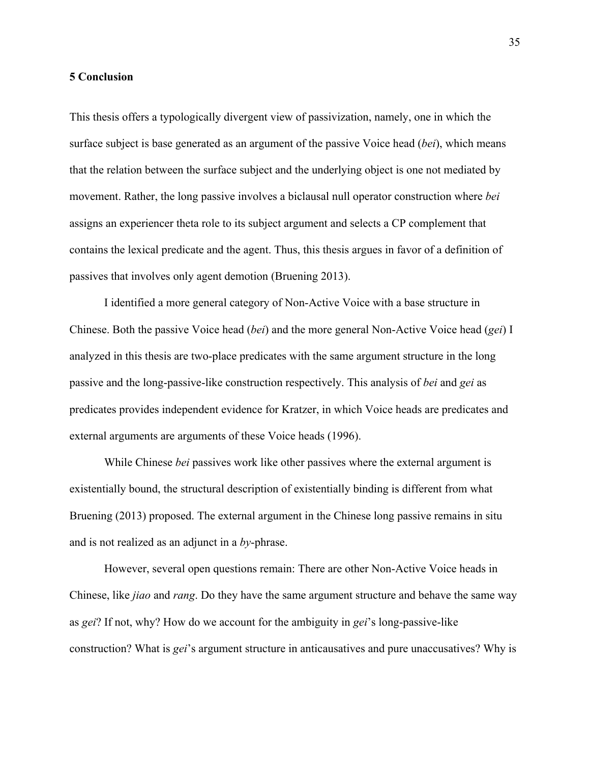## 5 Conclusion

This thesis offers a typologically divergent view of passivization, namely, one in which the surface subject is base generated as an argument of the passive Voice head (*bei*), which means that the relation between the surface subject and the underlying object is one not mediated by movement. Rather, the long passive involves a biclausal null operator construction where *bei* assigns an experiencer theta role to its subject argument and selects a CP complement that contains the lexical predicate and the agent. Thus, this thesis argues in favor of a definition of passives that involves only agent demotion (Bruening 2013).

I identified a more general category of Non-Active Voice with a base structure in Chinese. Both the passive Voice head (*bei*) and the more general Non-Active Voice head (*gei*) I analyzed in this thesis are two-place predicates with the same argument structure in the long passive and the long-passive-like construction respectively. This analysis of *bei* and *gei* as predicates provides independent evidence for Kratzer, in which Voice heads are predicates and external arguments are arguments of these Voice heads (1996).

While Chinese *bei* passives work like other passives where the external argument is existentially bound, the structural description of existentially binding is different from what Bruening (2013) proposed. The external argument in the Chinese long passive remains in situ and is not realized as an adjunct in a *by*-phrase.

However, several open questions remain: There are other Non-Active Voice heads in Chinese, like *jiao* and *rang*. Do they have the same argument structure and behave the same way as *gei*? If not, why? How do we account for the ambiguity in *gei*'s long-passive-like construction? What is *gei*'s argument structure in anticausatives and pure unaccusatives? Why is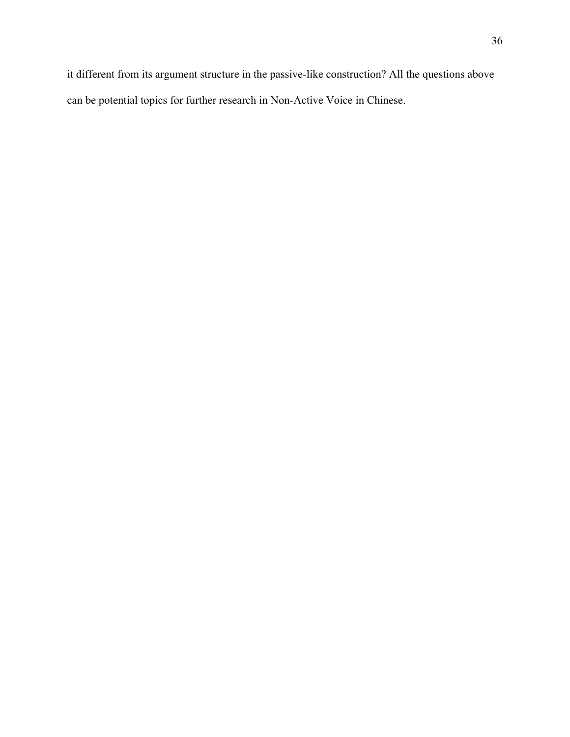it different from its argument structure in the passive-like construction? All the questions above can be potential topics for further research in Non-Active Voice in Chinese.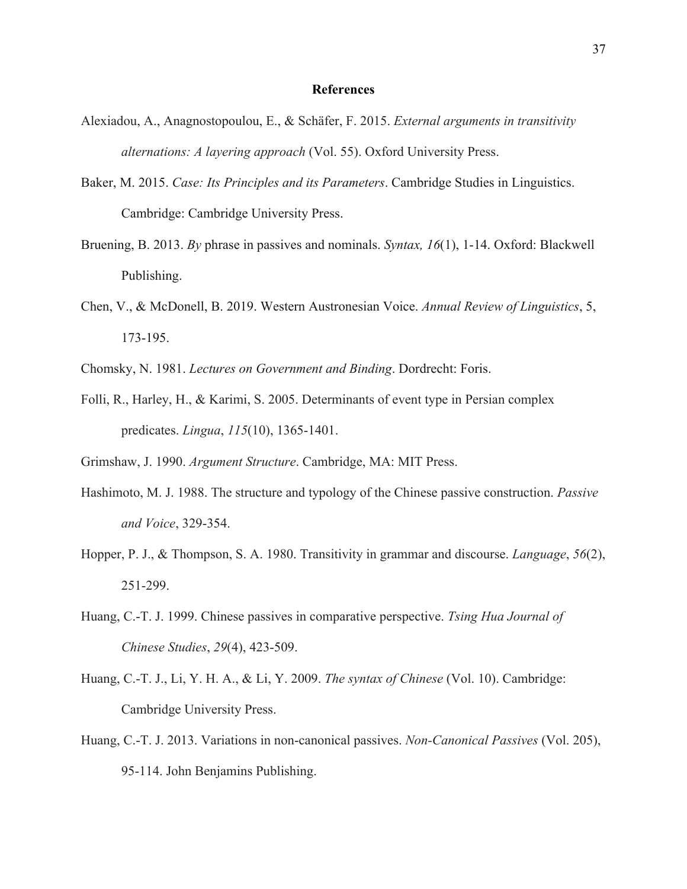## References

Alexiadou, A., Anagnostopoulou, E., & Schäfer, F. 2015. *External arguments in transitivity alternations: A layering approach* (Vol. 55). Oxford University Press.

Baker, M. 2015. *Case: Its Principles and its Parameters*. Cambridge Studies in Linguistics. Cambridge: Cambridge University Press.

Bruening, B. 2013. *By* phrase in passives and nominals. *Syntax, 16*(1), 1-14. Oxford: Blackwell Publishing.

Chen, V., & McDonell, B. 2019. Western Austronesian Voice. *Annual Review of Linguistics*, 5, 173-195.

Chomsky, N. 1981. *Lectures on Government and Binding*. Dordrecht: Foris.

Folli, R., Harley, H., & Karimi, S. 2005. Determinants of event type in Persian complex predicates. *Lingua*, *115*(10), 1365-1401.

Grimshaw, J. 1990. *Argument Structure*. Cambridge, MA: MIT Press.

Hashimoto, M. J. 1988. The structure and typology of the Chinese passive construction. *Passive and Voice*, 329-354.

Hopper, P. J., & Thompson, S. A. 1980. Transitivity in grammar and discourse. *Language*, *56*(2), 251-299.

Huang, C.-T. J. 1999. Chinese passives in comparative perspective. *Tsing Hua Journal of Chinese Studies*, *29*(4), 423-509.

Huang, C.-T. J., Li, Y. H. A., & Li, Y. 2009. *The syntax of Chinese* (Vol. 10). Cambridge: Cambridge University Press.

Huang, C.-T. J. 2013. Variations in non-canonical passives. *Non-Canonical Passives* (Vol. 205), 95-114. John Benjamins Publishing.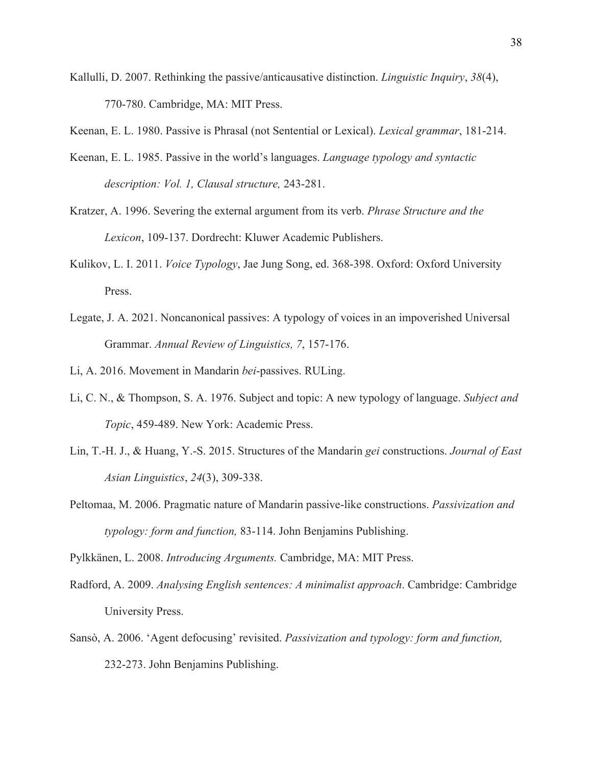Kallulli, D. 2007. Rethinking the passive/anticausative distinction. *Linguistic Inquiry*, *38*(4), 770-780. Cambridge, MA: MIT Press.

Keenan, E. L. 1980. Passive is Phrasal (not Sentential or Lexical). *Lexical grammar*, 181-214.

Keenan, E. L. 1985. Passive in the world's languages. *Language typology and syntactic description: Vol. 1, Clausal structure,* 243-281.

Kratzer, A. 1996. Severing the external argument from its verb. *Phrase Structure and the Lexicon*, 109-137. Dordrecht: Kluwer Academic Publishers.

Kulikov, L. I. 2011. *Voice Typology*, Jae Jung Song, ed. 368-398. Oxford: Oxford University Press.

Legate, J. A. 2021. Noncanonical passives: A typology of voices in an impoverished Universal Grammar. *Annual Review of Linguistics, 7*, 157-176.

Li, A. 2016. Movement in Mandarin *bei*-passives. RULing.

Li, C. N., & Thompson, S. A. 1976. Subject and topic: A new typology of language. *Subject and Topic*, 459-489. New York: Academic Press.

Lin, T.-H. J., & Huang, Y.-S. 2015. Structures of the Mandarin *gei* constructions. *Journal of East Asian Linguistics*, *24*(3), 309-338.

Peltomaa, M. 2006. Pragmatic nature of Mandarin passive-like constructions. *Passivization and typology: form and function,* 83-114. John Benjamins Publishing.

Pylkkänen, L. 2008. *Introducing Arguments.* Cambridge, MA: MIT Press.

Radford, A. 2009. *Analysing English sentences: A minimalist approach*. Cambridge: Cambridge University Press.

Sansò, A. 2006. 'Agent defocusing' revisited. *Passivization and typology: form and function,* 232-273. John Benjamins Publishing.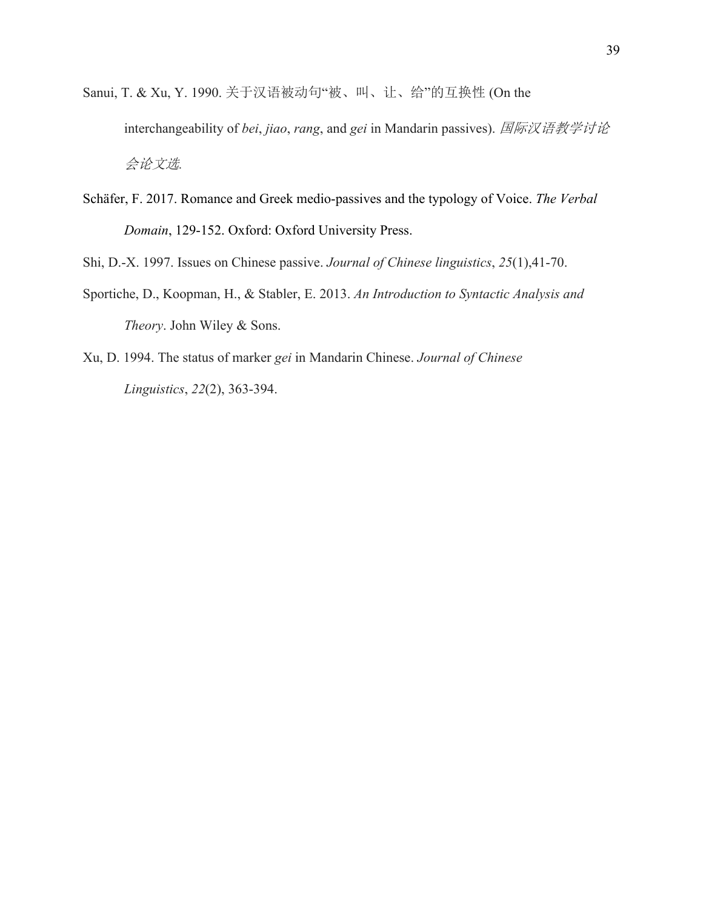Sanui, T. & Xu, Y. 1990. 关于汉语被动句"被、叫、让、给"的互换性 (On the interchangeability of *bei*, *jiao*, *rang*, and *gei* in Mandarin passives). *国际汉语教学讨论会论文选.*

Schäfer, F. 2017. Romance and Greek medio-passives and the typology of Voice. *The Verbal Domain*, 129-152. Oxford: Oxford University Press.

Shi, D.-X. 1997. Issues on Chinese passive. *Journal of Chinese linguistics*, *25*(1),41-70.

Sportiche, D., Koopman, H., & Stabler, E. 2013. *An Introduction to Syntactic Analysis and Theory*. John Wiley & Sons.

Xu, D. 1994. The status of marker *gei* in Mandarin Chinese. *Journal of Chinese Linguistics*, *22*(2), 363-394.